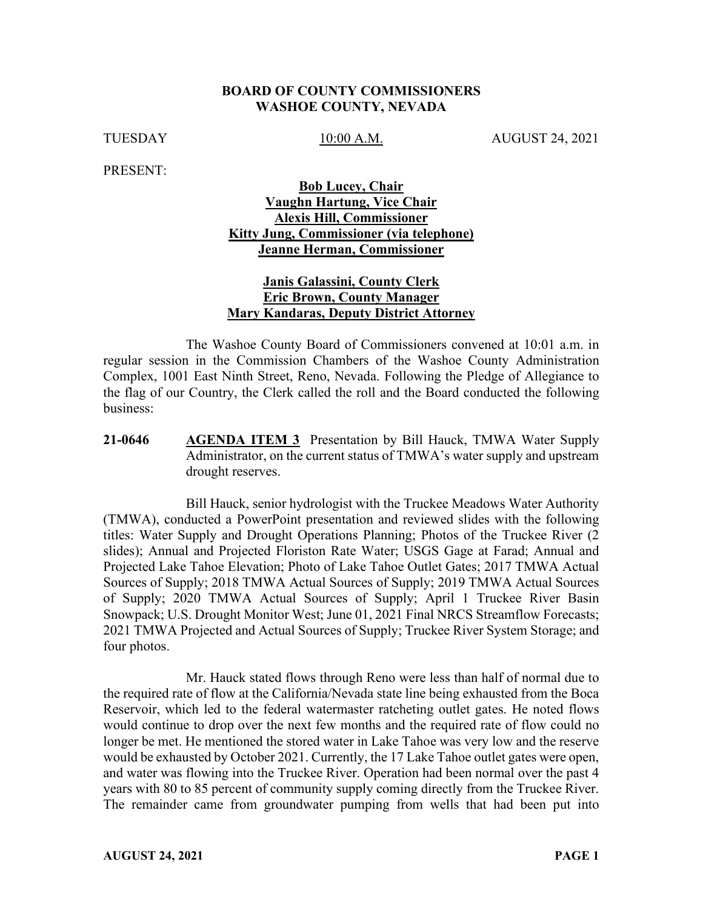**BOARD OF COUNTY COMMISSIONERS**
**WASHOE COUNTY, NEVADA**

TUESDAY 10:00 A.M. AUGUST 24, 2021

PRESENT:

**Bob Lucey, Chair**
**Vaughn Hartung, Vice Chair**
**Alexis Hill, Commissioner**
**Kitty Jung, Commissioner (via telephone)**
**Jeanne Herman, Commissioner**

**Janis Galassini, County Clerk**
**Eric Brown, County Manager**
**Mary Kandaras, Deputy District Attorney**

The Washoe County Board of Commissioners convened at 10:01 a.m. in regular session in the Commission Chambers of the Washoe County Administration Complex, 1001 East Ninth Street, Reno, Nevada. Following the Pledge of Allegiance to the flag of our Country, the Clerk called the roll and the Board conducted the following business:

**21-0646** **AGENDA ITEM 3** Presentation by Bill Hauck, TMWA Water Supply Administrator, on the current status of TMWA's water supply and upstream drought reserves.

Bill Hauck, senior hydrologist with the Truckee Meadows Water Authority (TMWA), conducted a PowerPoint presentation and reviewed slides with the following titles: Water Supply and Drought Operations Planning; Photos of the Truckee River (2 slides); Annual and Projected Floriston Rate Water; USGS Gage at Farad; Annual and Projected Lake Tahoe Elevation; Photo of Lake Tahoe Outlet Gates; 2017 TMWA Actual Sources of Supply; 2018 TMWA Actual Sources of Supply; 2019 TMWA Actual Sources of Supply; 2020 TMWA Actual Sources of Supply; April 1 Truckee River Basin Snowpack; U.S. Drought Monitor West; June 01, 2021 Final NRCS Streamflow Forecasts; 2021 TMWA Projected and Actual Sources of Supply; Truckee River System Storage; and four photos.

Mr. Hauck stated flows through Reno were less than half of normal due to the required rate of flow at the California/Nevada state line being exhausted from the Boca Reservoir, which led to the federal watermaster ratcheting outlet gates. He noted flows would continue to drop over the next few months and the required rate of flow could no longer be met. He mentioned the stored water in Lake Tahoe was very low and the reserve would be exhausted by October 2021. Currently, the 17 Lake Tahoe outlet gates were open, and water was flowing into the Truckee River. Operation had been normal over the past 4 years with 80 to 85 percent of community supply coming directly from the Truckee River. The remainder came from groundwater pumping from wells that had been put into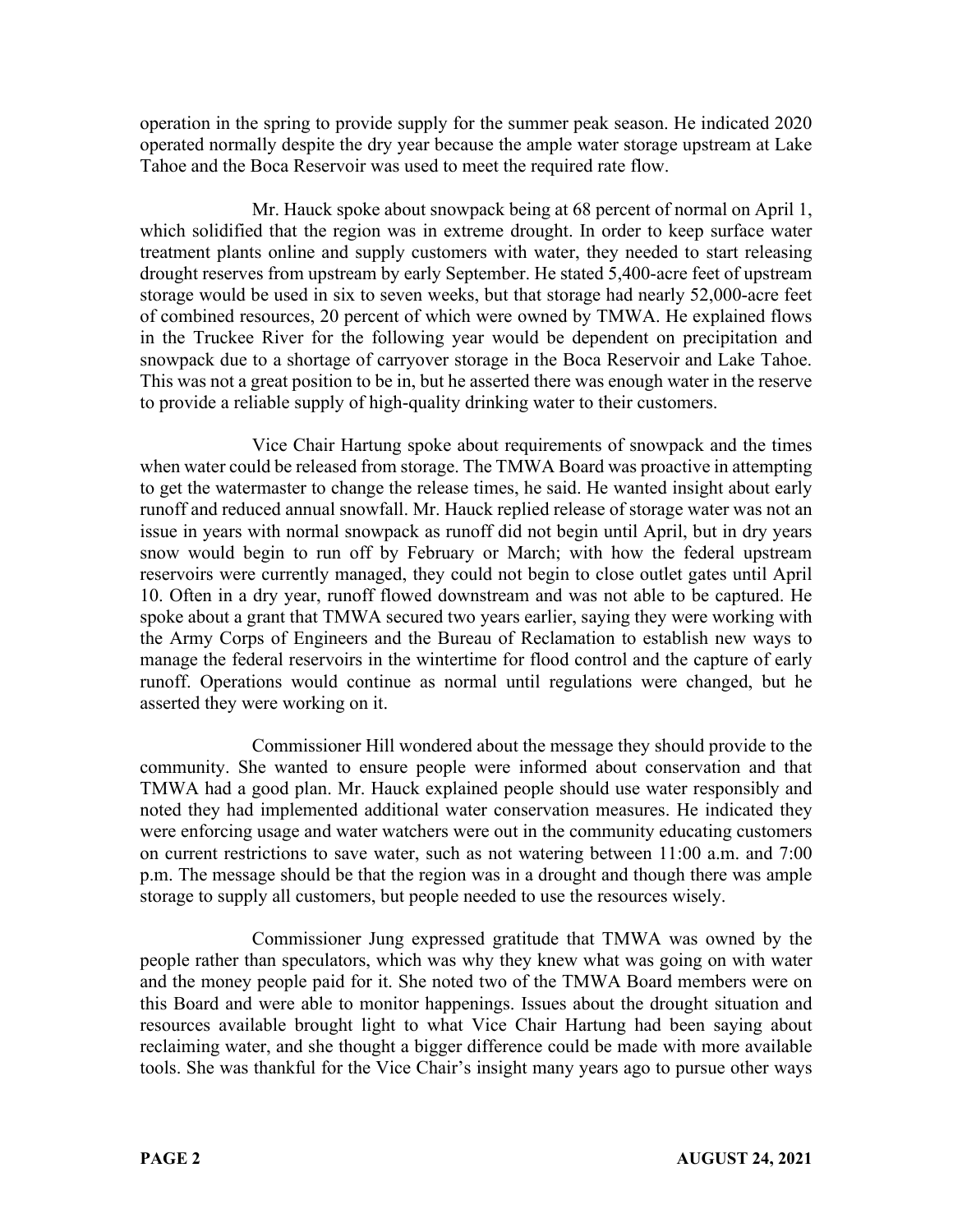operation in the spring to provide supply for the summer peak season. He indicated 2020 operated normally despite the dry year because the ample water storage upstream at Lake Tahoe and the Boca Reservoir was used to meet the required rate flow.

Mr. Hauck spoke about snowpack being at 68 percent of normal on April 1, which solidified that the region was in extreme drought. In order to keep surface water treatment plants online and supply customers with water, they needed to start releasing drought reserves from upstream by early September. He stated 5,400-acre feet of upstream storage would be used in six to seven weeks, but that storage had nearly 52,000-acre feet of combined resources, 20 percent of which were owned by TMWA. He explained flows in the Truckee River for the following year would be dependent on precipitation and snowpack due to a shortage of carryover storage in the Boca Reservoir and Lake Tahoe. This was not a great position to be in, but he asserted there was enough water in the reserve to provide a reliable supply of high-quality drinking water to their customers.

Vice Chair Hartung spoke about requirements of snowpack and the times when water could be released from storage. The TMWA Board was proactive in attempting to get the watermaster to change the release times, he said. He wanted insight about early runoff and reduced annual snowfall. Mr. Hauck replied release of storage water was not an issue in years with normal snowpack as runoff did not begin until April, but in dry years snow would begin to run off by February or March; with how the federal upstream reservoirs were currently managed, they could not begin to close outlet gates until April 10. Often in a dry year, runoff flowed downstream and was not able to be captured. He spoke about a grant that TMWA secured two years earlier, saying they were working with the Army Corps of Engineers and the Bureau of Reclamation to establish new ways to manage the federal reservoirs in the wintertime for flood control and the capture of early runoff. Operations would continue as normal until regulations were changed, but he asserted they were working on it.

Commissioner Hill wondered about the message they should provide to the community. She wanted to ensure people were informed about conservation and that TMWA had a good plan. Mr. Hauck explained people should use water responsibly and noted they had implemented additional water conservation measures. He indicated they were enforcing usage and water watchers were out in the community educating customers on current restrictions to save water, such as not watering between 11:00 a.m. and 7:00 p.m. The message should be that the region was in a drought and though there was ample storage to supply all customers, but people needed to use the resources wisely.

Commissioner Jung expressed gratitude that TMWA was owned by the people rather than speculators, which was why they knew what was going on with water and the money people paid for it. She noted two of the TMWA Board members were on this Board and were able to monitor happenings. Issues about the drought situation and resources available brought light to what Vice Chair Hartung had been saying about reclaiming water, and she thought a bigger difference could be made with more available tools. She was thankful for the Vice Chair's insight many years ago to pursue other ways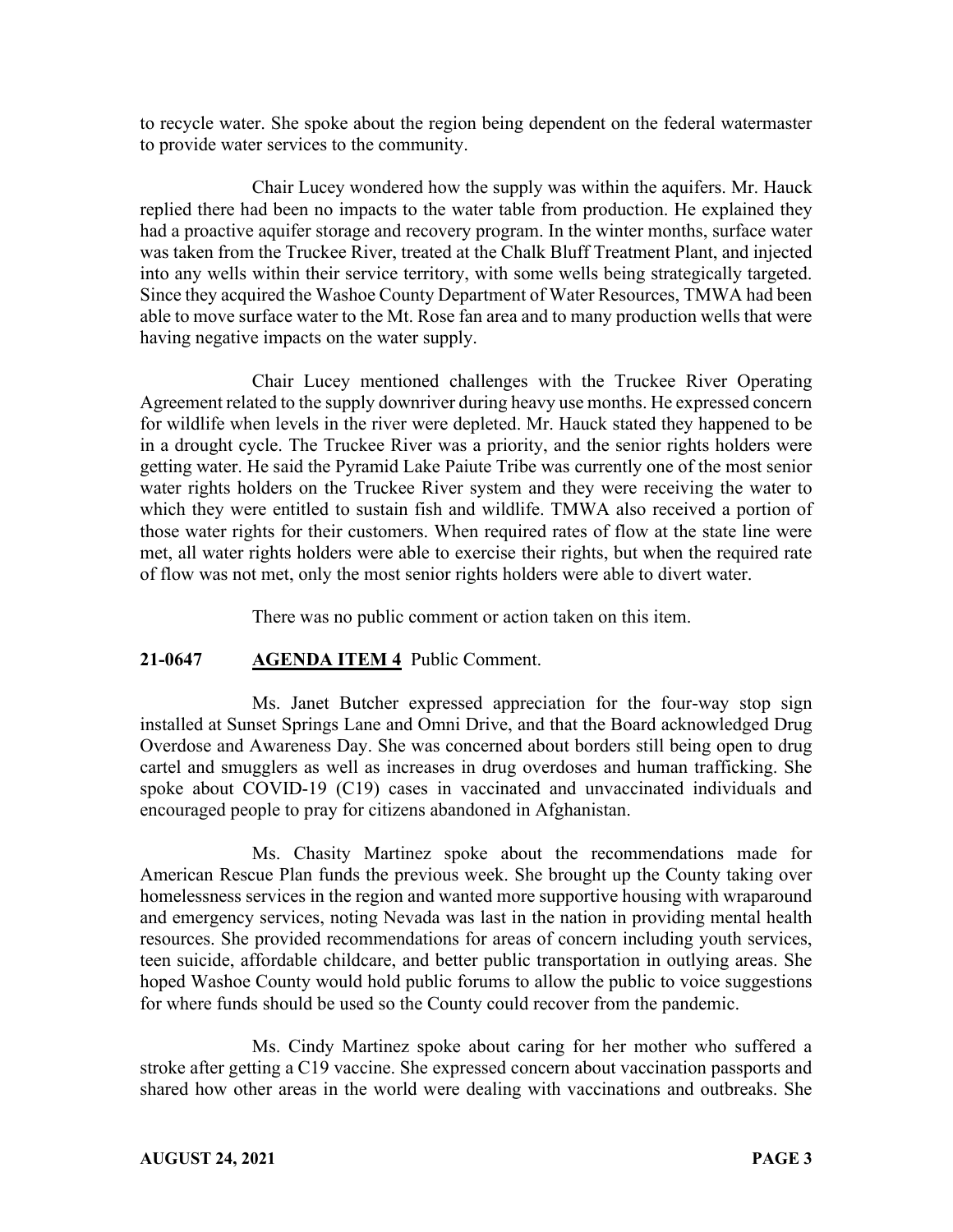to recycle water. She spoke about the region being dependent on the federal watermaster to provide water services to the community.

Chair Lucey wondered how the supply was within the aquifers. Mr. Hauck replied there had been no impacts to the water table from production. He explained they had a proactive aquifer storage and recovery program. In the winter months, surface water was taken from the Truckee River, treated at the Chalk Bluff Treatment Plant, and injected into any wells within their service territory, with some wells being strategically targeted. Since they acquired the Washoe County Department of Water Resources, TMWA had been able to move surface water to the Mt. Rose fan area and to many production wells that were having negative impacts on the water supply.

Chair Lucey mentioned challenges with the Truckee River Operating Agreement related to the supply downriver during heavy use months. He expressed concern for wildlife when levels in the river were depleted. Mr. Hauck stated they happened to be in a drought cycle. The Truckee River was a priority, and the senior rights holders were getting water. He said the Pyramid Lake Paiute Tribe was currently one of the most senior water rights holders on the Truckee River system and they were receiving the water to which they were entitled to sustain fish and wildlife. TMWA also received a portion of those water rights for their customers. When required rates of flow at the state line were met, all water rights holders were able to exercise their rights, but when the required rate of flow was not met, only the most senior rights holders were able to divert water.

There was no public comment or action taken on this item.

**21-0647 AGENDA ITEM 4** Public Comment.

Ms. Janet Butcher expressed appreciation for the four-way stop sign installed at Sunset Springs Lane and Omni Drive, and that the Board acknowledged Drug Overdose and Awareness Day. She was concerned about borders still being open to drug cartel and smugglers as well as increases in drug overdoses and human trafficking. She spoke about COVID-19 (C19) cases in vaccinated and unvaccinated individuals and encouraged people to pray for citizens abandoned in Afghanistan.

Ms. Chasity Martinez spoke about the recommendations made for American Rescue Plan funds the previous week. She brought up the County taking over homelessness services in the region and wanted more supportive housing with wraparound and emergency services, noting Nevada was last in the nation in providing mental health resources. She provided recommendations for areas of concern including youth services, teen suicide, affordable childcare, and better public transportation in outlying areas. She hoped Washoe County would hold public forums to allow the public to voice suggestions for where funds should be used so the County could recover from the pandemic.

Ms. Cindy Martinez spoke about caring for her mother who suffered a stroke after getting a C19 vaccine. She expressed concern about vaccination passports and shared how other areas in the world were dealing with vaccinations and outbreaks. She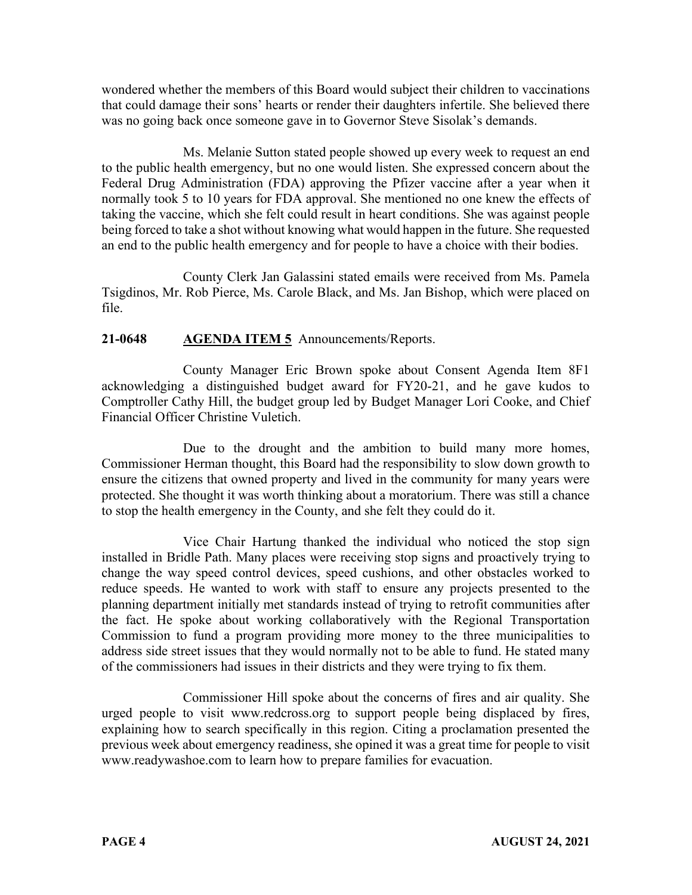wondered whether the members of this Board would subject their children to vaccinations that could damage their sons' hearts or render their daughters infertile. She believed there was no going back once someone gave in to Governor Steve Sisolak's demands.

Ms. Melanie Sutton stated people showed up every week to request an end to the public health emergency, but no one would listen. She expressed concern about the Federal Drug Administration (FDA) approving the Pfizer vaccine after a year when it normally took 5 to 10 years for FDA approval. She mentioned no one knew the effects of taking the vaccine, which she felt could result in heart conditions. She was against people being forced to take a shot without knowing what would happen in the future. She requested an end to the public health emergency and for people to have a choice with their bodies.

County Clerk Jan Galassini stated emails were received from Ms. Pamela Tsigdinos, Mr. Rob Pierce, Ms. Carole Black, and Ms. Jan Bishop, which were placed on file.

**21-0648 AGENDA ITEM 5** Announcements/Reports.

County Manager Eric Brown spoke about Consent Agenda Item 8F1 acknowledging a distinguished budget award for FY20-21, and he gave kudos to Comptroller Cathy Hill, the budget group led by Budget Manager Lori Cooke, and Chief Financial Officer Christine Vuletich.

Due to the drought and the ambition to build many more homes, Commissioner Herman thought, this Board had the responsibility to slow down growth to ensure the citizens that owned property and lived in the community for many years were protected. She thought it was worth thinking about a moratorium. There was still a chance to stop the health emergency in the County, and she felt they could do it.

Vice Chair Hartung thanked the individual who noticed the stop sign installed in Bridle Path. Many places were receiving stop signs and proactively trying to change the way speed control devices, speed cushions, and other obstacles worked to reduce speeds. He wanted to work with staff to ensure any projects presented to the planning department initially met standards instead of trying to retrofit communities after the fact. He spoke about working collaboratively with the Regional Transportation Commission to fund a program providing more money to the three municipalities to address side street issues that they would normally not to be able to fund. He stated many of the commissioners had issues in their districts and they were trying to fix them.

Commissioner Hill spoke about the concerns of fires and air quality. She urged people to visit www.redcross.org to support people being displaced by fires, explaining how to search specifically in this region. Citing a proclamation presented the previous week about emergency readiness, she opined it was a great time for people to visit www.readywashoe.com to learn how to prepare families for evacuation.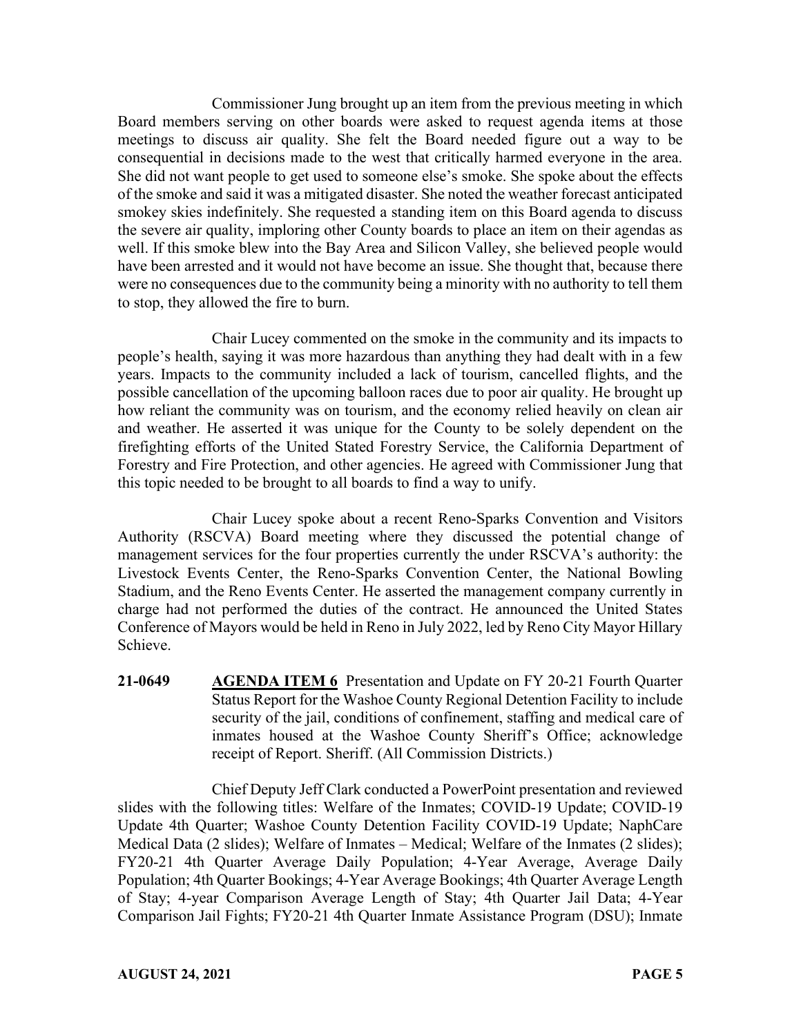Commissioner Jung brought up an item from the previous meeting in which Board members serving on other boards were asked to request agenda items at those meetings to discuss air quality. She felt the Board needed figure out a way to be consequential in decisions made to the west that critically harmed everyone in the area. She did not want people to get used to someone else's smoke. She spoke about the effects of the smoke and said it was a mitigated disaster. She noted the weather forecast anticipated smokey skies indefinitely. She requested a standing item on this Board agenda to discuss the severe air quality, imploring other County boards to place an item on their agendas as well. If this smoke blew into the Bay Area and Silicon Valley, she believed people would have been arrested and it would not have become an issue. She thought that, because there were no consequences due to the community being a minority with no authority to tell them to stop, they allowed the fire to burn.

Chair Lucey commented on the smoke in the community and its impacts to people's health, saying it was more hazardous than anything they had dealt with in a few years. Impacts to the community included a lack of tourism, cancelled flights, and the possible cancellation of the upcoming balloon races due to poor air quality. He brought up how reliant the community was on tourism, and the economy relied heavily on clean air and weather. He asserted it was unique for the County to be solely dependent on the firefighting efforts of the United Stated Forestry Service, the California Department of Forestry and Fire Protection, and other agencies. He agreed with Commissioner Jung that this topic needed to be brought to all boards to find a way to unify.

Chair Lucey spoke about a recent Reno-Sparks Convention and Visitors Authority (RSCVA) Board meeting where they discussed the potential change of management services for the four properties currently the under RSCVA's authority: the Livestock Events Center, the Reno-Sparks Convention Center, the National Bowling Stadium, and the Reno Events Center. He asserted the management company currently in charge had not performed the duties of the contract. He announced the United States Conference of Mayors would be held in Reno in July 2022, led by Reno City Mayor Hillary Schieve.

**21-0649** **AGENDA ITEM 6** Presentation and Update on FY 20-21 Fourth Quarter Status Report for the Washoe County Regional Detention Facility to include security of the jail, conditions of confinement, staffing and medical care of inmates housed at the Washoe County Sheriff's Office; acknowledge receipt of Report. Sheriff. (All Commission Districts.)

Chief Deputy Jeff Clark conducted a PowerPoint presentation and reviewed slides with the following titles: Welfare of the Inmates; COVID-19 Update; COVID-19 Update 4th Quarter; Washoe County Detention Facility COVID-19 Update; NaphCare Medical Data (2 slides); Welfare of Inmates – Medical; Welfare of the Inmates (2 slides); FY20-21 4th Quarter Average Daily Population; 4-Year Average, Average Daily Population; 4th Quarter Bookings; 4-Year Average Bookings; 4th Quarter Average Length of Stay; 4-year Comparison Average Length of Stay; 4th Quarter Jail Data; 4-Year Comparison Jail Fights; FY20-21 4th Quarter Inmate Assistance Program (DSU); Inmate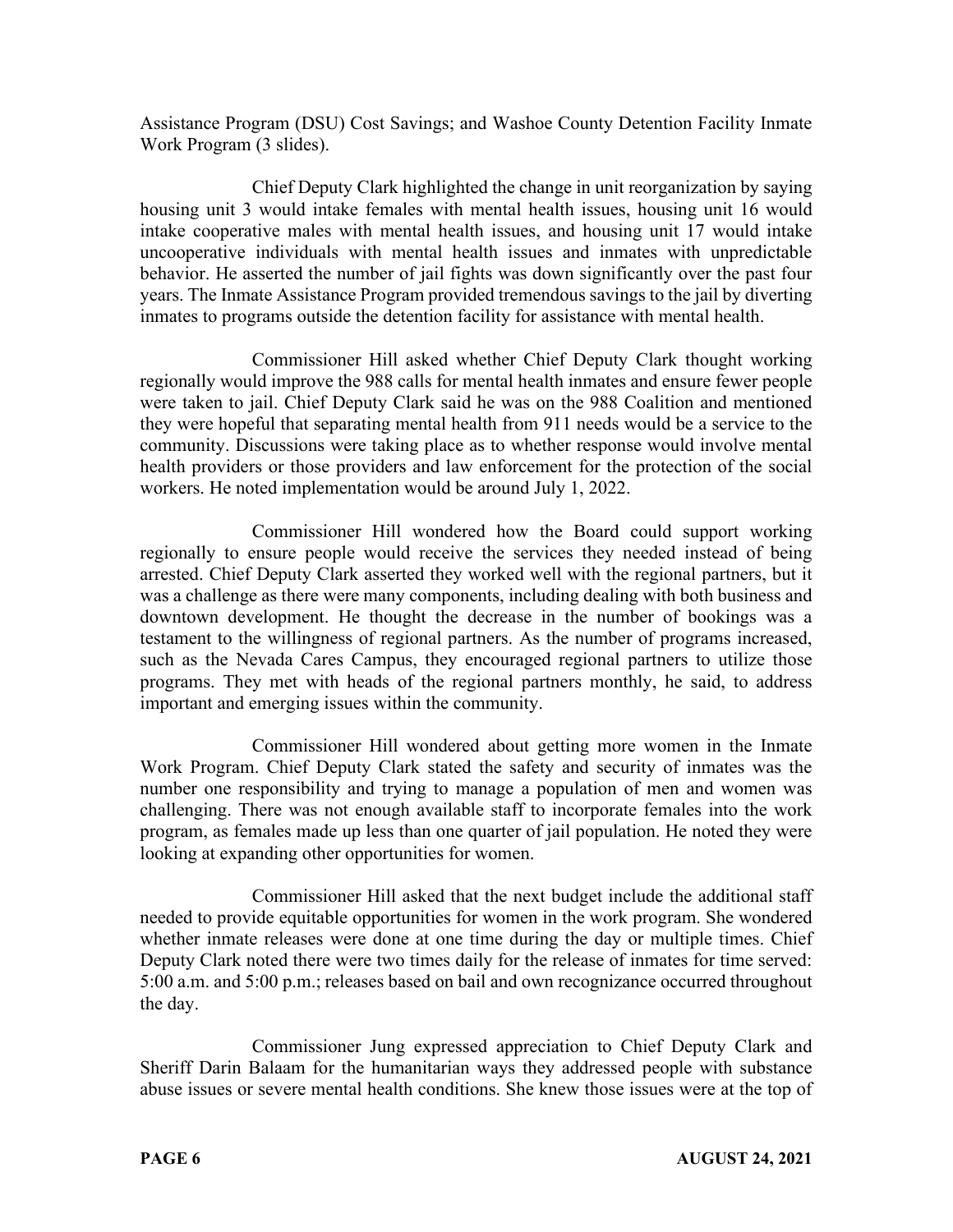Assistance Program (DSU) Cost Savings; and Washoe County Detention Facility Inmate Work Program (3 slides).

Chief Deputy Clark highlighted the change in unit reorganization by saying housing unit 3 would intake females with mental health issues, housing unit 16 would intake cooperative males with mental health issues, and housing unit 17 would intake uncooperative individuals with mental health issues and inmates with unpredictable behavior. He asserted the number of jail fights was down significantly over the past four years. The Inmate Assistance Program provided tremendous savings to the jail by diverting inmates to programs outside the detention facility for assistance with mental health.

Commissioner Hill asked whether Chief Deputy Clark thought working regionally would improve the 988 calls for mental health inmates and ensure fewer people were taken to jail. Chief Deputy Clark said he was on the 988 Coalition and mentioned they were hopeful that separating mental health from 911 needs would be a service to the community. Discussions were taking place as to whether response would involve mental health providers or those providers and law enforcement for the protection of the social workers. He noted implementation would be around July 1, 2022.

Commissioner Hill wondered how the Board could support working regionally to ensure people would receive the services they needed instead of being arrested. Chief Deputy Clark asserted they worked well with the regional partners, but it was a challenge as there were many components, including dealing with both business and downtown development. He thought the decrease in the number of bookings was a testament to the willingness of regional partners. As the number of programs increased, such as the Nevada Cares Campus, they encouraged regional partners to utilize those programs. They met with heads of the regional partners monthly, he said, to address important and emerging issues within the community.

Commissioner Hill wondered about getting more women in the Inmate Work Program. Chief Deputy Clark stated the safety and security of inmates was the number one responsibility and trying to manage a population of men and women was challenging. There was not enough available staff to incorporate females into the work program, as females made up less than one quarter of jail population. He noted they were looking at expanding other opportunities for women.

Commissioner Hill asked that the next budget include the additional staff needed to provide equitable opportunities for women in the work program. She wondered whether inmate releases were done at one time during the day or multiple times. Chief Deputy Clark noted there were two times daily for the release of inmates for time served: 5:00 a.m. and 5:00 p.m.; releases based on bail and own recognizance occurred throughout the day.

Commissioner Jung expressed appreciation to Chief Deputy Clark and Sheriff Darin Balaam for the humanitarian ways they addressed people with substance abuse issues or severe mental health conditions. She knew those issues were at the top of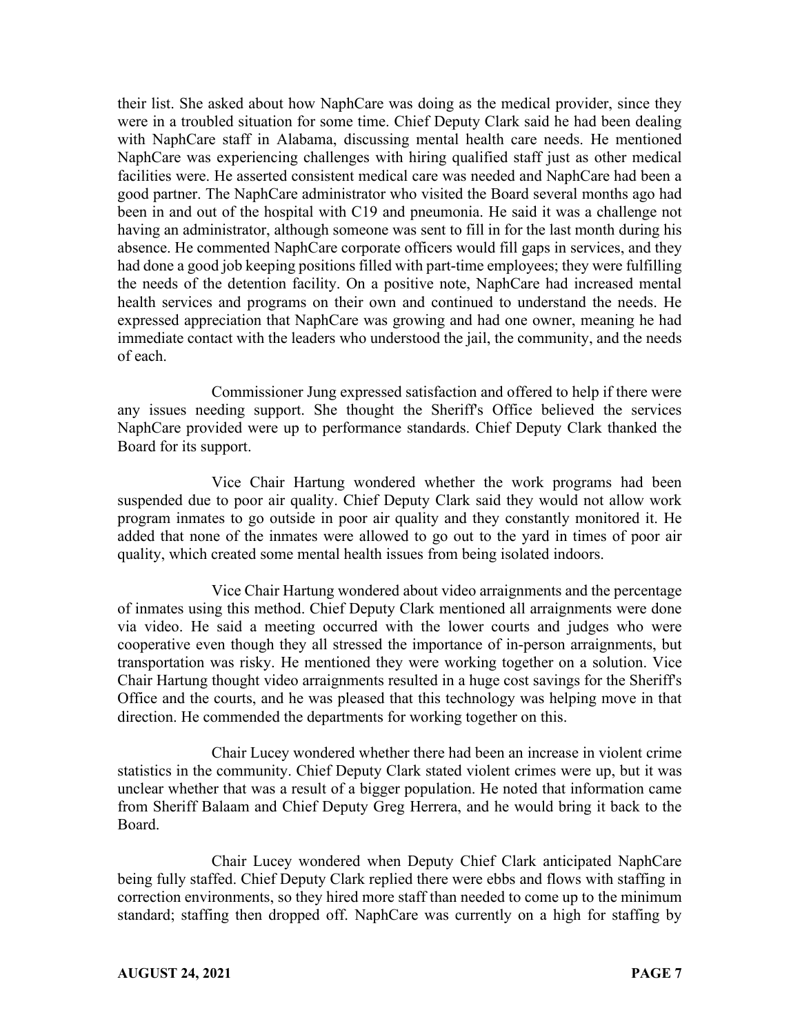their list. She asked about how NaphCare was doing as the medical provider, since they were in a troubled situation for some time. Chief Deputy Clark said he had been dealing with NaphCare staff in Alabama, discussing mental health care needs. He mentioned NaphCare was experiencing challenges with hiring qualified staff just as other medical facilities were. He asserted consistent medical care was needed and NaphCare had been a good partner. The NaphCare administrator who visited the Board several months ago had been in and out of the hospital with C19 and pneumonia. He said it was a challenge not having an administrator, although someone was sent to fill in for the last month during his absence. He commented NaphCare corporate officers would fill gaps in services, and they had done a good job keeping positions filled with part-time employees; they were fulfilling the needs of the detention facility. On a positive note, NaphCare had increased mental health services and programs on their own and continued to understand the needs. He expressed appreciation that NaphCare was growing and had one owner, meaning he had immediate contact with the leaders who understood the jail, the community, and the needs of each.

Commissioner Jung expressed satisfaction and offered to help if there were any issues needing support. She thought the Sheriff's Office believed the services NaphCare provided were up to performance standards. Chief Deputy Clark thanked the Board for its support.

Vice Chair Hartung wondered whether the work programs had been suspended due to poor air quality. Chief Deputy Clark said they would not allow work program inmates to go outside in poor air quality and they constantly monitored it. He added that none of the inmates were allowed to go out to the yard in times of poor air quality, which created some mental health issues from being isolated indoors.

Vice Chair Hartung wondered about video arraignments and the percentage of inmates using this method. Chief Deputy Clark mentioned all arraignments were done via video. He said a meeting occurred with the lower courts and judges who were cooperative even though they all stressed the importance of in-person arraignments, but transportation was risky. He mentioned they were working together on a solution. Vice Chair Hartung thought video arraignments resulted in a huge cost savings for the Sheriff's Office and the courts, and he was pleased that this technology was helping move in that direction. He commended the departments for working together on this.

Chair Lucey wondered whether there had been an increase in violent crime statistics in the community. Chief Deputy Clark stated violent crimes were up, but it was unclear whether that was a result of a bigger population. He noted that information came from Sheriff Balaam and Chief Deputy Greg Herrera, and he would bring it back to the Board.

Chair Lucey wondered when Deputy Chief Clark anticipated NaphCare being fully staffed. Chief Deputy Clark replied there were ebbs and flows with staffing in correction environments, so they hired more staff than needed to come up to the minimum standard; staffing then dropped off. NaphCare was currently on a high for staffing by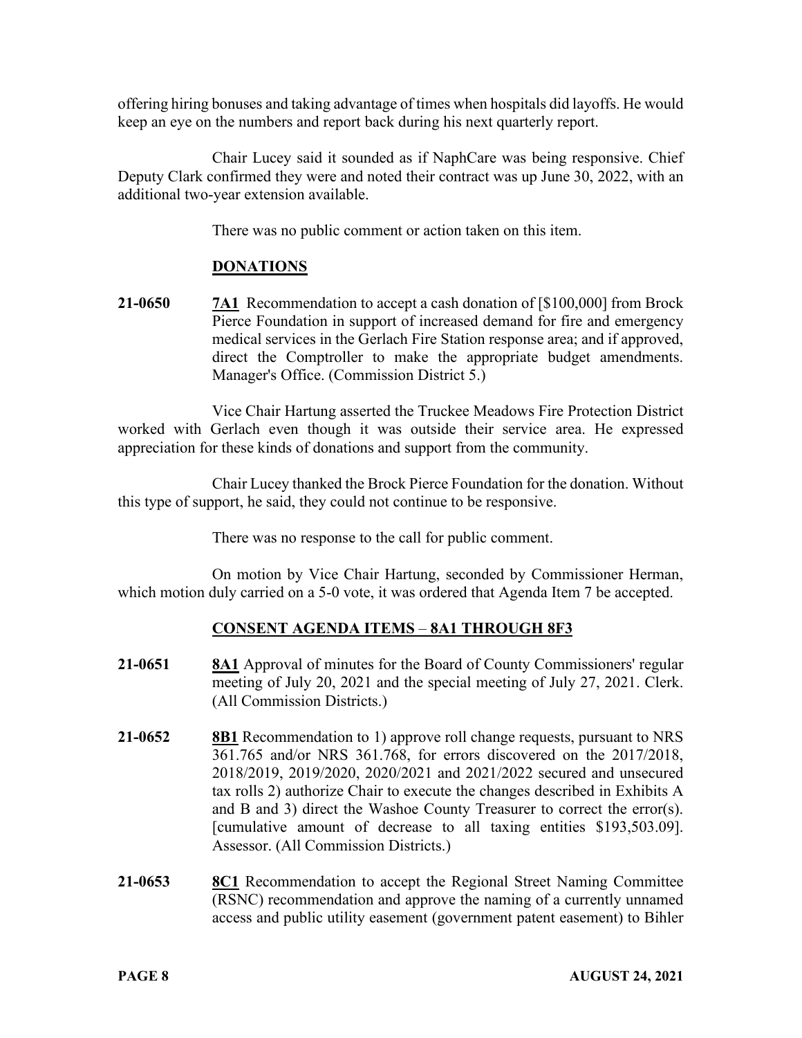offering hiring bonuses and taking advantage of times when hospitals did layoffs. He would keep an eye on the numbers and report back during his next quarterly report.

Chair Lucey said it sounded as if NaphCare was being responsive. Chief Deputy Clark confirmed they were and noted their contract was up June 30, 2022, with an additional two-year extension available.

There was no public comment or action taken on this item.

## DONATIONS

**21-0650** **7A1** Recommendation to accept a cash donation of [$100,000] from Brock Pierce Foundation in support of increased demand for fire and emergency medical services in the Gerlach Fire Station response area; and if approved, direct the Comptroller to make the appropriate budget amendments. Manager's Office. (Commission District 5.)

Vice Chair Hartung asserted the Truckee Meadows Fire Protection District worked with Gerlach even though it was outside their service area. He expressed appreciation for these kinds of donations and support from the community.

Chair Lucey thanked the Brock Pierce Foundation for the donation. Without this type of support, he said, they could not continue to be responsive.

There was no response to the call for public comment.

On motion by Vice Chair Hartung, seconded by Commissioner Herman, which motion duly carried on a 5-0 vote, it was ordered that Agenda Item 7 be accepted.

## CONSENT AGENDA ITEMS – 8A1 THROUGH 8F3

**21-0651** **8A1** Approval of minutes for the Board of County Commissioners' regular meeting of July 20, 2021 and the special meeting of July 27, 2021. Clerk. (All Commission Districts.)

**21-0652** **8B1** Recommendation to 1) approve roll change requests, pursuant to NRS 361.765 and/or NRS 361.768, for errors discovered on the 2017/2018, 2018/2019, 2019/2020, 2020/2021 and 2021/2022 secured and unsecured tax rolls 2) authorize Chair to execute the changes described in Exhibits A and B and 3) direct the Washoe County Treasurer to correct the error(s). [cumulative amount of decrease to all taxing entities $193,503.09]. Assessor. (All Commission Districts.)

**21-0653** **8C1** Recommendation to accept the Regional Street Naming Committee (RSNC) recommendation and approve the naming of a currently unnamed access and public utility easement (government patent easement) to Bihler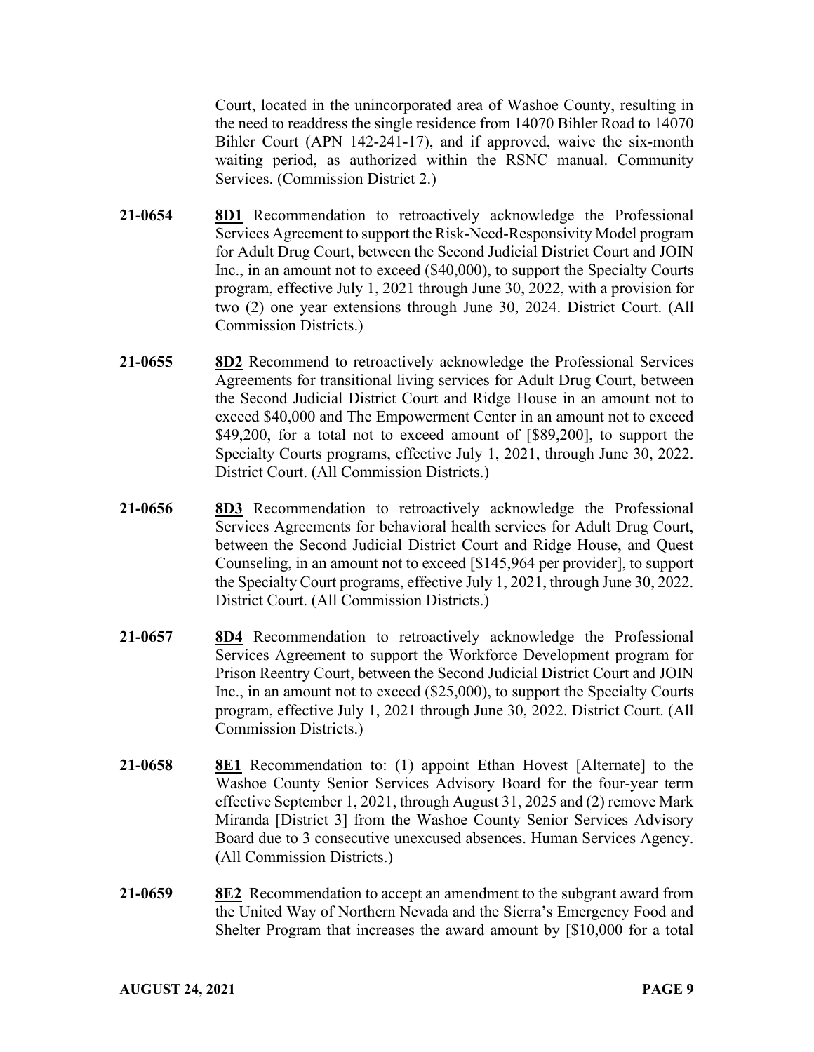Court, located in the unincorporated area of Washoe County, resulting in the need to readdress the single residence from 14070 Bihler Road to 14070 Bihler Court (APN 142-241-17), and if approved, waive the six-month waiting period, as authorized within the RSNC manual. Community Services. (Commission District 2.)

**21-0654** **8D1** Recommendation to retroactively acknowledge the Professional Services Agreement to support the Risk-Need-Responsivity Model program for Adult Drug Court, between the Second Judicial District Court and JOIN Inc., in an amount not to exceed ($40,000), to support the Specialty Courts program, effective July 1, 2021 through June 30, 2022, with a provision for two (2) one year extensions through June 30, 2024. District Court. (All Commission Districts.)

**21-0655** **8D2** Recommend to retroactively acknowledge the Professional Services Agreements for transitional living services for Adult Drug Court, between the Second Judicial District Court and Ridge House in an amount not to exceed $40,000 and The Empowerment Center in an amount not to exceed $49,200, for a total not to exceed amount of [$89,200], to support the Specialty Courts programs, effective July 1, 2021, through June 30, 2022. District Court. (All Commission Districts.)

**21-0656** **8D3** Recommendation to retroactively acknowledge the Professional Services Agreements for behavioral health services for Adult Drug Court, between the Second Judicial District Court and Ridge House, and Quest Counseling, in an amount not to exceed [$145,964 per provider], to support the Specialty Court programs, effective July 1, 2021, through June 30, 2022. District Court. (All Commission Districts.)

**21-0657** **8D4** Recommendation to retroactively acknowledge the Professional Services Agreement to support the Workforce Development program for Prison Reentry Court, between the Second Judicial District Court and JOIN Inc., in an amount not to exceed ($25,000), to support the Specialty Courts program, effective July 1, 2021 through June 30, 2022. District Court. (All Commission Districts.)

**21-0658** **8E1** Recommendation to: (1) appoint Ethan Hovest [Alternate] to the Washoe County Senior Services Advisory Board for the four-year term effective September 1, 2021, through August 31, 2025 and (2) remove Mark Miranda [District 3] from the Washoe County Senior Services Advisory Board due to 3 consecutive unexcused absences. Human Services Agency. (All Commission Districts.)

**21-0659** **8E2** Recommendation to accept an amendment to the subgrant award from the United Way of Northern Nevada and the Sierra's Emergency Food and Shelter Program that increases the award amount by [$10,000 for a total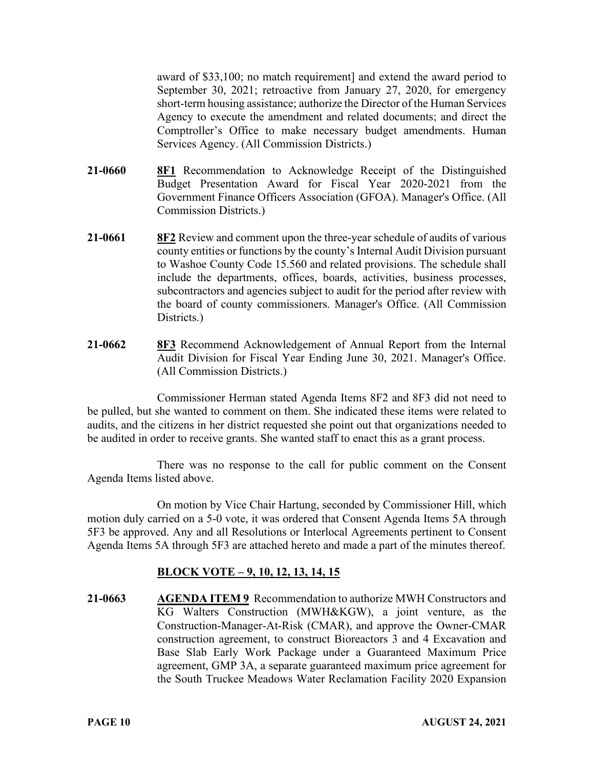award of $33,100; no match requirement] and extend the award period to September 30, 2021; retroactive from January 27, 2020, for emergency short-term housing assistance; authorize the Director of the Human Services Agency to execute the amendment and related documents; and direct the Comptroller's Office to make necessary budget amendments. Human Services Agency. (All Commission Districts.)

**21-0660** **8F1** Recommendation to Acknowledge Receipt of the Distinguished Budget Presentation Award for Fiscal Year 2020-2021 from the Government Finance Officers Association (GFOA). Manager's Office. (All Commission Districts.)

**21-0661** **8F2** Review and comment upon the three-year schedule of audits of various county entities or functions by the county's Internal Audit Division pursuant to Washoe County Code 15.560 and related provisions. The schedule shall include the departments, offices, boards, activities, business processes, subcontractors and agencies subject to audit for the period after review with the board of county commissioners. Manager's Office. (All Commission Districts.)

**21-0662** **8F3** Recommend Acknowledgement of Annual Report from the Internal Audit Division for Fiscal Year Ending June 30, 2021. Manager's Office. (All Commission Districts.)

Commissioner Herman stated Agenda Items 8F2 and 8F3 did not need to be pulled, but she wanted to comment on them. She indicated these items were related to audits, and the citizens in her district requested she point out that organizations needed to be audited in order to receive grants. She wanted staff to enact this as a grant process.

There was no response to the call for public comment on the Consent Agenda Items listed above.

On motion by Vice Chair Hartung, seconded by Commissioner Hill, which motion duly carried on a 5-0 vote, it was ordered that Consent Agenda Items 5A through 5F3 be approved. Any and all Resolutions or Interlocal Agreements pertinent to Consent Agenda Items 5A through 5F3 are attached hereto and made a part of the minutes thereof.

**BLOCK VOTE – 9, 10, 12, 13, 14, 15**

**21-0663** **AGENDA ITEM 9** Recommendation to authorize MWH Constructors and KG Walters Construction (MWH&KGW), a joint venture, as the Construction-Manager-At-Risk (CMAR), and approve the Owner-CMAR construction agreement, to construct Bioreactors 3 and 4 Excavation and Base Slab Early Work Package under a Guaranteed Maximum Price agreement, GMP 3A, a separate guaranteed maximum price agreement for the South Truckee Meadows Water Reclamation Facility 2020 Expansion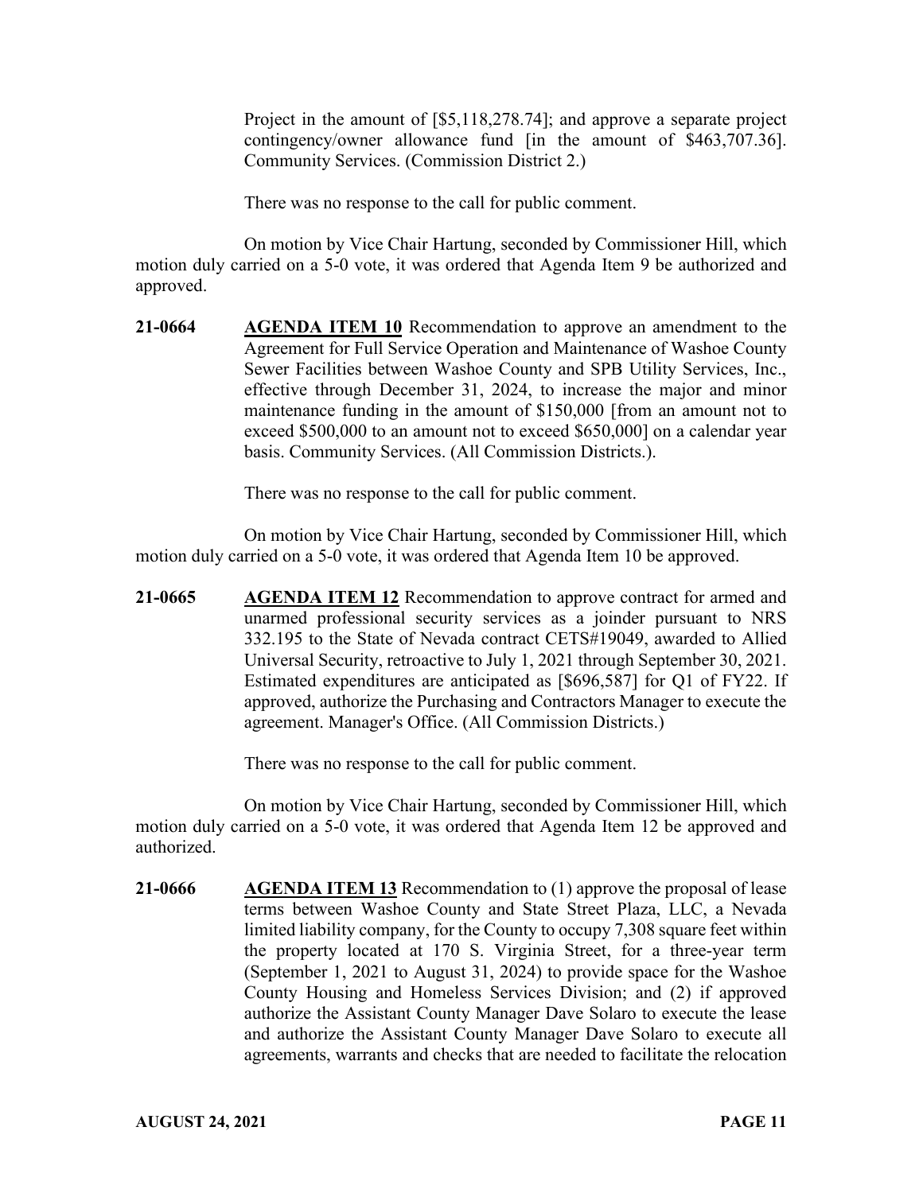Project in the amount of [$5,118,278.74]; and approve a separate project contingency/owner allowance fund [in the amount of $463,707.36]. Community Services. (Commission District 2.)

There was no response to the call for public comment.

On motion by Vice Chair Hartung, seconded by Commissioner Hill, which motion duly carried on a 5-0 vote, it was ordered that Agenda Item 9 be authorized and approved.

**21-0664** **AGENDA ITEM 10** Recommendation to approve an amendment to the Agreement for Full Service Operation and Maintenance of Washoe County Sewer Facilities between Washoe County and SPB Utility Services, Inc., effective through December 31, 2024, to increase the major and minor maintenance funding in the amount of $150,000 [from an amount not to exceed $500,000 to an amount not to exceed $650,000] on a calendar year basis. Community Services. (All Commission Districts.).

There was no response to the call for public comment.

On motion by Vice Chair Hartung, seconded by Commissioner Hill, which motion duly carried on a 5-0 vote, it was ordered that Agenda Item 10 be approved.

**21-0665** **AGENDA ITEM 12** Recommendation to approve contract for armed and unarmed professional security services as a joinder pursuant to NRS 332.195 to the State of Nevada contract CETS#19049, awarded to Allied Universal Security, retroactive to July 1, 2021 through September 30, 2021. Estimated expenditures are anticipated as [$696,587] for Q1 of FY22. If approved, authorize the Purchasing and Contractors Manager to execute the agreement. Manager's Office. (All Commission Districts.)

There was no response to the call for public comment.

On motion by Vice Chair Hartung, seconded by Commissioner Hill, which motion duly carried on a 5-0 vote, it was ordered that Agenda Item 12 be approved and authorized.

**21-0666** **AGENDA ITEM 13** Recommendation to (1) approve the proposal of lease terms between Washoe County and State Street Plaza, LLC, a Nevada limited liability company, for the County to occupy 7,308 square feet within the property located at 170 S. Virginia Street, for a three-year term (September 1, 2021 to August 31, 2024) to provide space for the Washoe County Housing and Homeless Services Division; and (2) if approved authorize the Assistant County Manager Dave Solaro to execute the lease and authorize the Assistant County Manager Dave Solaro to execute all agreements, warrants and checks that are needed to facilitate the relocation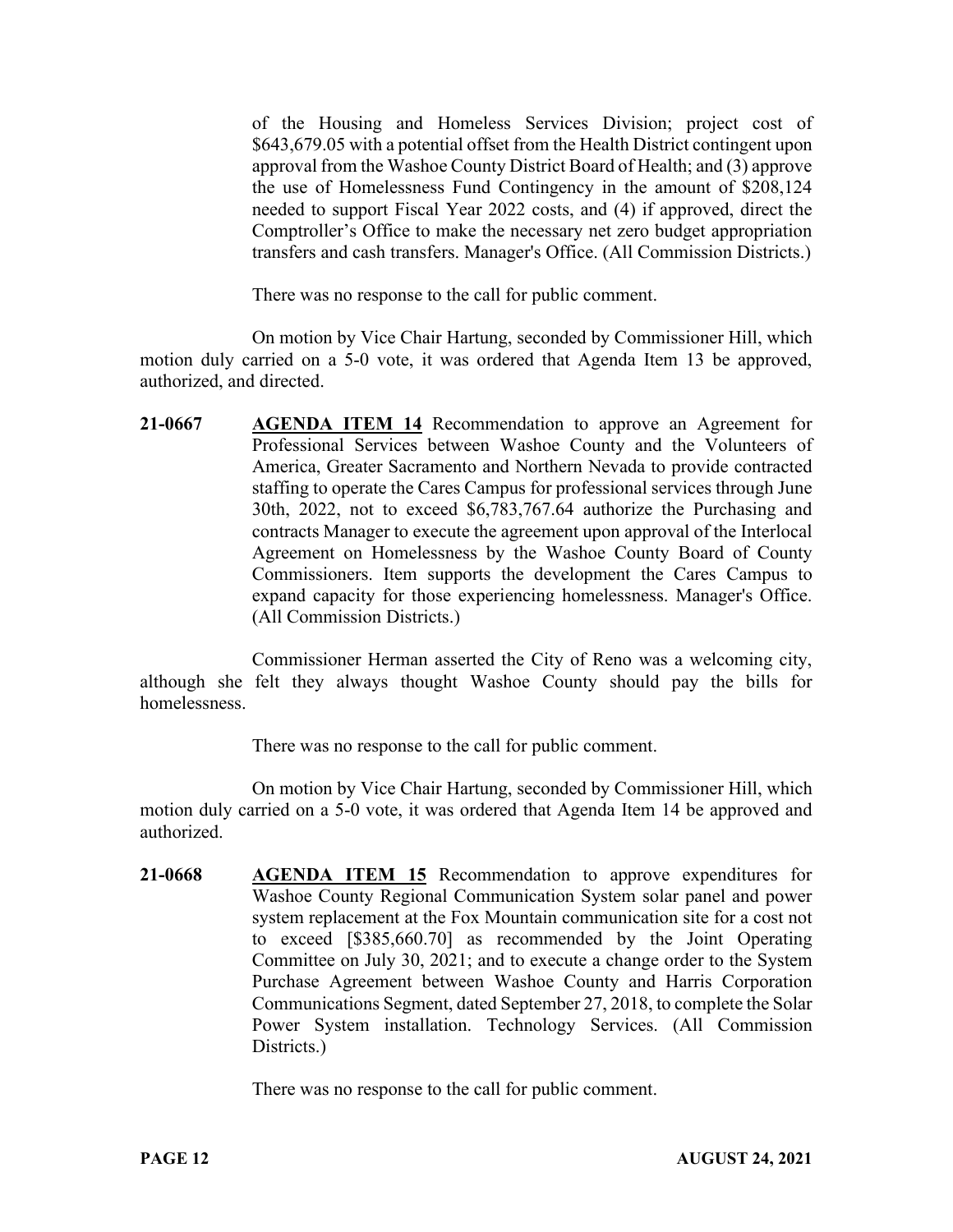of the Housing and Homeless Services Division; project cost of $643,679.05 with a potential offset from the Health District contingent upon approval from the Washoe County District Board of Health; and (3) approve the use of Homelessness Fund Contingency in the amount of $208,124 needed to support Fiscal Year 2022 costs, and (4) if approved, direct the Comptroller's Office to make the necessary net zero budget appropriation transfers and cash transfers. Manager's Office. (All Commission Districts.)

There was no response to the call for public comment.

On motion by Vice Chair Hartung, seconded by Commissioner Hill, which motion duly carried on a 5-0 vote, it was ordered that Agenda Item 13 be approved, authorized, and directed.

**21-0667** **AGENDA ITEM 14** Recommendation to approve an Agreement for Professional Services between Washoe County and the Volunteers of America, Greater Sacramento and Northern Nevada to provide contracted staffing to operate the Cares Campus for professional services through June 30th, 2022, not to exceed $6,783,767.64 authorize the Purchasing and contracts Manager to execute the agreement upon approval of the Interlocal Agreement on Homelessness by the Washoe County Board of County Commissioners. Item supports the development the Cares Campus to expand capacity for those experiencing homelessness. Manager's Office. (All Commission Districts.)

Commissioner Herman asserted the City of Reno was a welcoming city, although she felt they always thought Washoe County should pay the bills for homelessness.

There was no response to the call for public comment.

On motion by Vice Chair Hartung, seconded by Commissioner Hill, which motion duly carried on a 5-0 vote, it was ordered that Agenda Item 14 be approved and authorized.

**21-0668** **AGENDA ITEM 15** Recommendation to approve expenditures for Washoe County Regional Communication System solar panel and power system replacement at the Fox Mountain communication site for a cost not to exceed [$385,660.70] as recommended by the Joint Operating Committee on July 30, 2021; and to execute a change order to the System Purchase Agreement between Washoe County and Harris Corporation Communications Segment, dated September 27, 2018, to complete the Solar Power System installation. Technology Services. (All Commission Districts.)

There was no response to the call for public comment.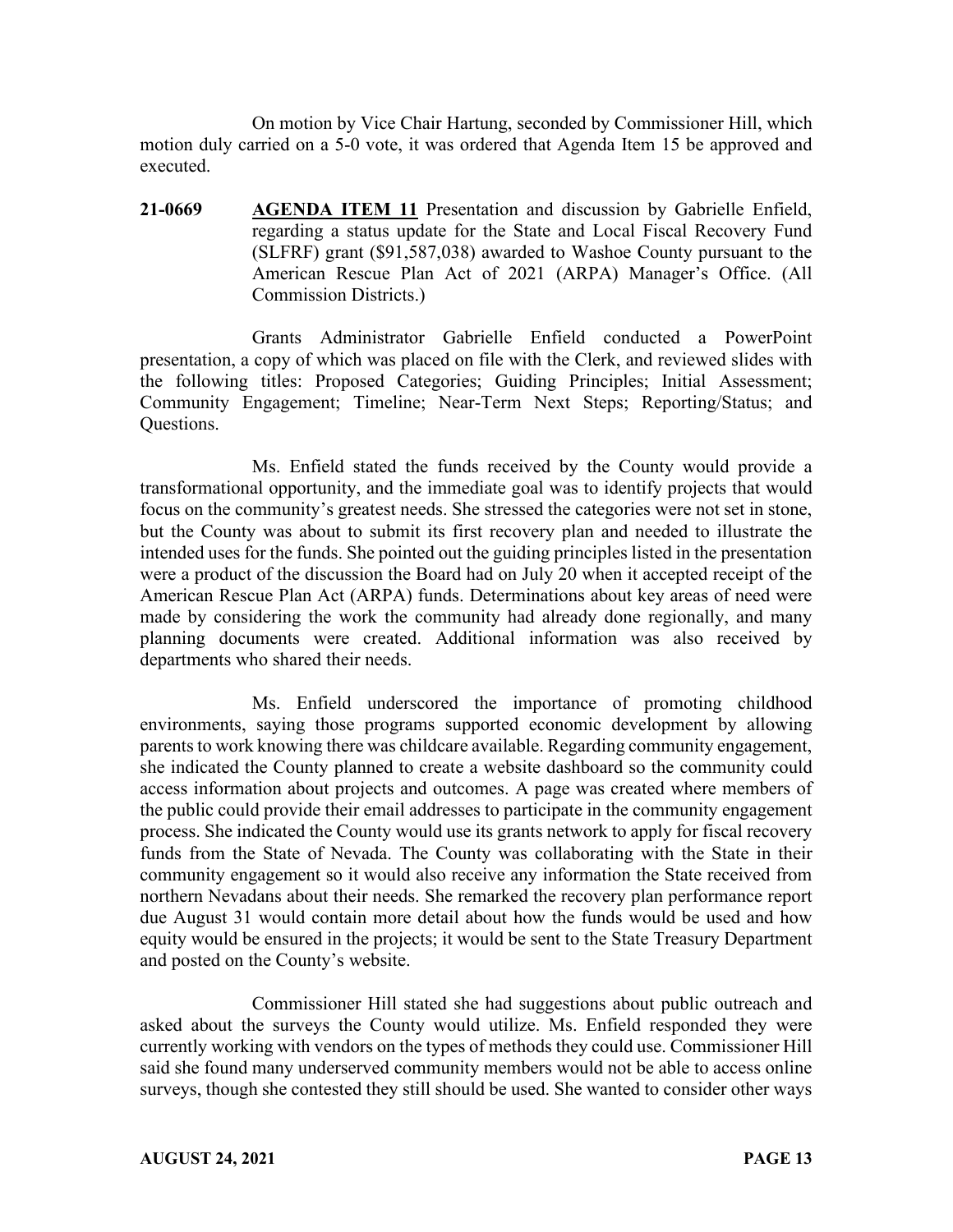On motion by Vice Chair Hartung, seconded by Commissioner Hill, which motion duly carried on a 5-0 vote, it was ordered that Agenda Item 15 be approved and executed.

**21-0669** **AGENDA ITEM 11** Presentation and discussion by Gabrielle Enfield, regarding a status update for the State and Local Fiscal Recovery Fund (SLFRF) grant ($91,587,038) awarded to Washoe County pursuant to the American Rescue Plan Act of 2021 (ARPA) Manager's Office. (All Commission Districts.)

Grants Administrator Gabrielle Enfield conducted a PowerPoint presentation, a copy of which was placed on file with the Clerk, and reviewed slides with the following titles: Proposed Categories; Guiding Principles; Initial Assessment; Community Engagement; Timeline; Near-Term Next Steps; Reporting/Status; and Questions.

Ms. Enfield stated the funds received by the County would provide a transformational opportunity, and the immediate goal was to identify projects that would focus on the community's greatest needs. She stressed the categories were not set in stone, but the County was about to submit its first recovery plan and needed to illustrate the intended uses for the funds. She pointed out the guiding principles listed in the presentation were a product of the discussion the Board had on July 20 when it accepted receipt of the American Rescue Plan Act (ARPA) funds. Determinations about key areas of need were made by considering the work the community had already done regionally, and many planning documents were created. Additional information was also received by departments who shared their needs.

Ms. Enfield underscored the importance of promoting childhood environments, saying those programs supported economic development by allowing parents to work knowing there was childcare available. Regarding community engagement, she indicated the County planned to create a website dashboard so the community could access information about projects and outcomes. A page was created where members of the public could provide their email addresses to participate in the community engagement process. She indicated the County would use its grants network to apply for fiscal recovery funds from the State of Nevada. The County was collaborating with the State in their community engagement so it would also receive any information the State received from northern Nevadans about their needs. She remarked the recovery plan performance report due August 31 would contain more detail about how the funds would be used and how equity would be ensured in the projects; it would be sent to the State Treasury Department and posted on the County's website.

Commissioner Hill stated she had suggestions about public outreach and asked about the surveys the County would utilize. Ms. Enfield responded they were currently working with vendors on the types of methods they could use. Commissioner Hill said she found many underserved community members would not be able to access online surveys, though she contested they still should be used. She wanted to consider other ways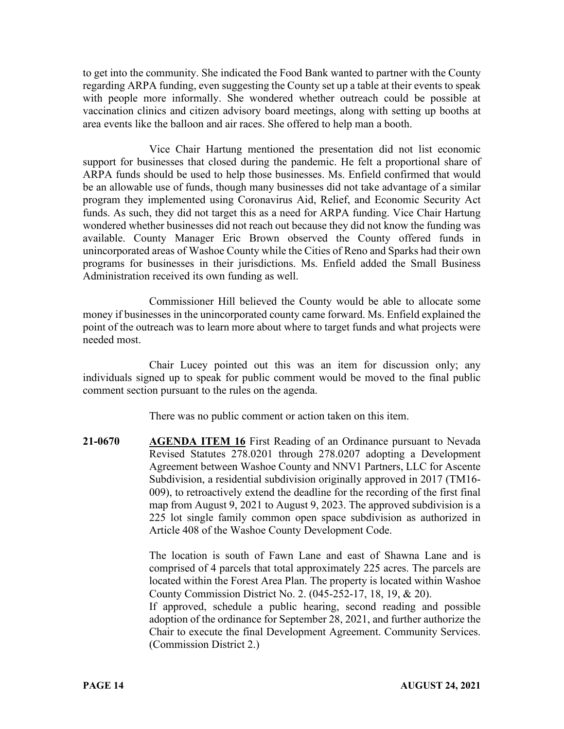to get into the community. She indicated the Food Bank wanted to partner with the County regarding ARPA funding, even suggesting the County set up a table at their events to speak with people more informally. She wondered whether outreach could be possible at vaccination clinics and citizen advisory board meetings, along with setting up booths at area events like the balloon and air races. She offered to help man a booth.

Vice Chair Hartung mentioned the presentation did not list economic support for businesses that closed during the pandemic. He felt a proportional share of ARPA funds should be used to help those businesses. Ms. Enfield confirmed that would be an allowable use of funds, though many businesses did not take advantage of a similar program they implemented using Coronavirus Aid, Relief, and Economic Security Act funds. As such, they did not target this as a need for ARPA funding. Vice Chair Hartung wondered whether businesses did not reach out because they did not know the funding was available. County Manager Eric Brown observed the County offered funds in unincorporated areas of Washoe County while the Cities of Reno and Sparks had their own programs for businesses in their jurisdictions. Ms. Enfield added the Small Business Administration received its own funding as well.

Commissioner Hill believed the County would be able to allocate some money if businesses in the unincorporated county came forward. Ms. Enfield explained the point of the outreach was to learn more about where to target funds and what projects were needed most.

Chair Lucey pointed out this was an item for discussion only; any individuals signed up to speak for public comment would be moved to the final public comment section pursuant to the rules on the agenda.

There was no public comment or action taken on this item.

**21-0670** **AGENDA ITEM 16** First Reading of an Ordinance pursuant to Nevada Revised Statutes 278.0201 through 278.0207 adopting a Development Agreement between Washoe County and NNV1 Partners, LLC for Ascente Subdivision, a residential subdivision originally approved in 2017 (TM16-009), to retroactively extend the deadline for the recording of the first final map from August 9, 2021 to August 9, 2023. The approved subdivision is a 225 lot single family common open space subdivision as authorized in Article 408 of the Washoe County Development Code.

The location is south of Fawn Lane and east of Shawna Lane and is comprised of 4 parcels that total approximately 225 acres. The parcels are located within the Forest Area Plan. The property is located within Washoe County Commission District No. 2. (045-252-17, 18, 19, & 20).

If approved, schedule a public hearing, second reading and possible adoption of the ordinance for September 28, 2021, and further authorize the Chair to execute the final Development Agreement. Community Services. (Commission District 2.)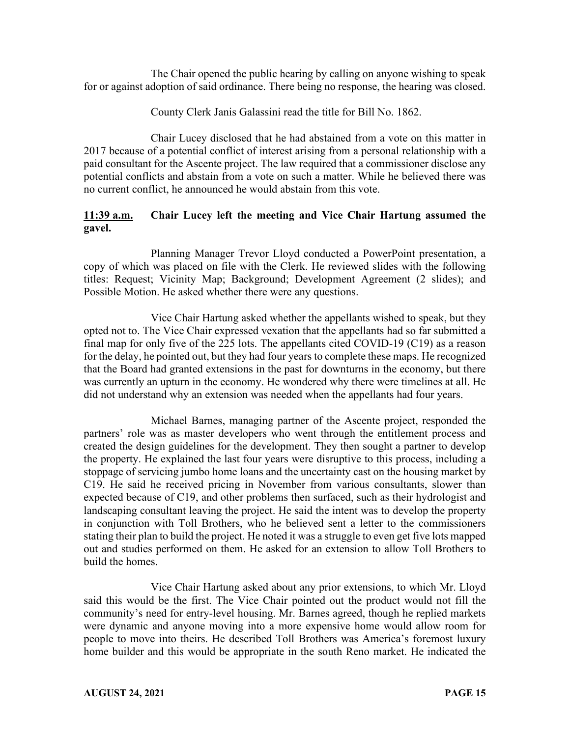The Chair opened the public hearing by calling on anyone wishing to speak for or against adoption of said ordinance. There being no response, the hearing was closed.

County Clerk Janis Galassini read the title for Bill No. 1862.

Chair Lucey disclosed that he had abstained from a vote on this matter in 2017 because of a potential conflict of interest arising from a personal relationship with a paid consultant for the Ascente project. The law required that a commissioner disclose any potential conflicts and abstain from a vote on such a matter. While he believed there was no current conflict, he announced he would abstain from this vote.

**<u>11:39 a.m.</u> Chair Lucey left the meeting and Vice Chair Hartung assumed the gavel.**

Planning Manager Trevor Lloyd conducted a PowerPoint presentation, a copy of which was placed on file with the Clerk. He reviewed slides with the following titles: Request; Vicinity Map; Background; Development Agreement (2 slides); and Possible Motion. He asked whether there were any questions.

Vice Chair Hartung asked whether the appellants wished to speak, but they opted not to. The Vice Chair expressed vexation that the appellants had so far submitted a final map for only five of the 225 lots. The appellants cited COVID-19 (C19) as a reason for the delay, he pointed out, but they had four years to complete these maps. He recognized that the Board had granted extensions in the past for downturns in the economy, but there was currently an upturn in the economy. He wondered why there were timelines at all. He did not understand why an extension was needed when the appellants had four years.

Michael Barnes, managing partner of the Ascente project, responded the partners' role was as master developers who went through the entitlement process and created the design guidelines for the development. They then sought a partner to develop the property. He explained the last four years were disruptive to this process, including a stoppage of servicing jumbo home loans and the uncertainty cast on the housing market by C19. He said he received pricing in November from various consultants, slower than expected because of C19, and other problems then surfaced, such as their hydrologist and landscaping consultant leaving the project. He said the intent was to develop the property in conjunction with Toll Brothers, who he believed sent a letter to the commissioners stating their plan to build the project. He noted it was a struggle to even get five lots mapped out and studies performed on them. He asked for an extension to allow Toll Brothers to build the homes.

Vice Chair Hartung asked about any prior extensions, to which Mr. Lloyd said this would be the first. The Vice Chair pointed out the product would not fill the community's need for entry-level housing. Mr. Barnes agreed, though he replied markets were dynamic and anyone moving into a more expensive home would allow room for people to move into theirs. He described Toll Brothers was America's foremost luxury home builder and this would be appropriate in the south Reno market. He indicated the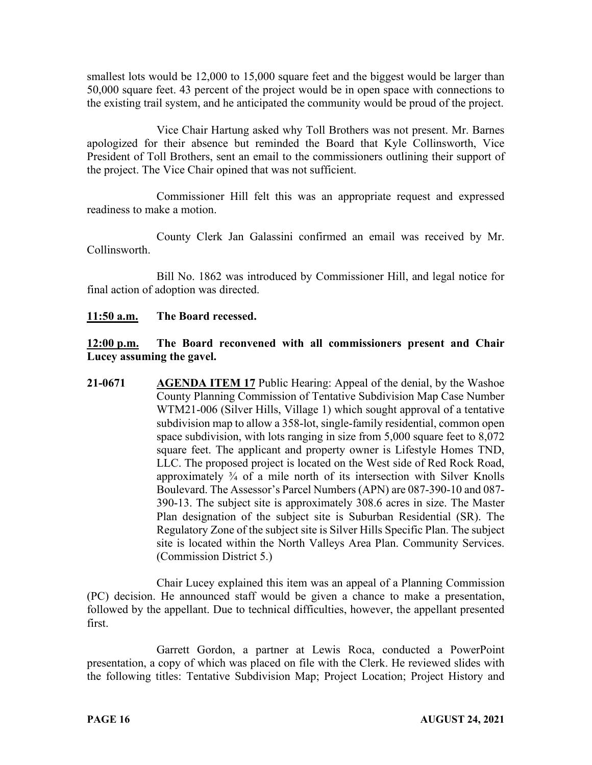smallest lots would be 12,000 to 15,000 square feet and the biggest would be larger than 50,000 square feet. 43 percent of the project would be in open space with connections to the existing trail system, and he anticipated the community would be proud of the project.

Vice Chair Hartung asked why Toll Brothers was not present. Mr. Barnes apologized for their absence but reminded the Board that Kyle Collinsworth, Vice President of Toll Brothers, sent an email to the commissioners outlining their support of the project. The Vice Chair opined that was not sufficient.

Commissioner Hill felt this was an appropriate request and expressed readiness to make a motion.

County Clerk Jan Galassini confirmed an email was received by Mr. Collinsworth.

Bill No. 1862 was introduced by Commissioner Hill, and legal notice for final action of adoption was directed.

**11:50 a.m. The Board recessed.**

**12:00 p.m. The Board reconvened with all commissioners present and Chair Lucey assuming the gavel.**

**21-0671 AGENDA ITEM 17** Public Hearing: Appeal of the denial, by the Washoe County Planning Commission of Tentative Subdivision Map Case Number WTM21-006 (Silver Hills, Village 1) which sought approval of a tentative subdivision map to allow a 358-lot, single-family residential, common open space subdivision, with lots ranging in size from 5,000 square feet to 8,072 square feet. The applicant and property owner is Lifestyle Homes TND, LLC. The proposed project is located on the West side of Red Rock Road, approximately ¾ of a mile north of its intersection with Silver Knolls Boulevard. The Assessor's Parcel Numbers (APN) are 087-390-10 and 087-390-13. The subject site is approximately 308.6 acres in size. The Master Plan designation of the subject site is Suburban Residential (SR). The Regulatory Zone of the subject site is Silver Hills Specific Plan. The subject site is located within the North Valleys Area Plan. Community Services. (Commission District 5.)

Chair Lucey explained this item was an appeal of a Planning Commission (PC) decision. He announced staff would be given a chance to make a presentation, followed by the appellant. Due to technical difficulties, however, the appellant presented first.

Garrett Gordon, a partner at Lewis Roca, conducted a PowerPoint presentation, a copy of which was placed on file with the Clerk. He reviewed slides with the following titles: Tentative Subdivision Map; Project Location; Project History and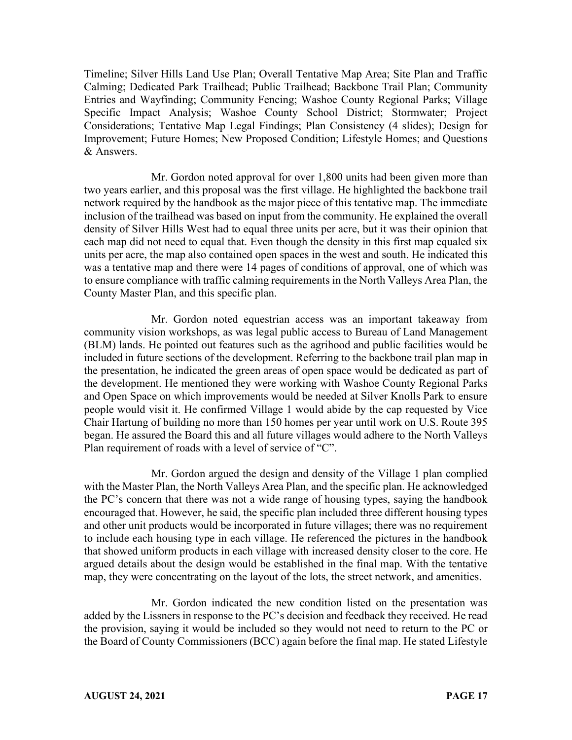Timeline; Silver Hills Land Use Plan; Overall Tentative Map Area; Site Plan and Traffic Calming; Dedicated Park Trailhead; Public Trailhead; Backbone Trail Plan; Community Entries and Wayfinding; Community Fencing; Washoe County Regional Parks; Village Specific Impact Analysis; Washoe County School District; Stormwater; Project Considerations; Tentative Map Legal Findings; Plan Consistency (4 slides); Design for Improvement; Future Homes; New Proposed Condition; Lifestyle Homes; and Questions & Answers.

Mr. Gordon noted approval for over 1,800 units had been given more than two years earlier, and this proposal was the first village. He highlighted the backbone trail network required by the handbook as the major piece of this tentative map. The immediate inclusion of the trailhead was based on input from the community. He explained the overall density of Silver Hills West had to equal three units per acre, but it was their opinion that each map did not need to equal that. Even though the density in this first map equaled six units per acre, the map also contained open spaces in the west and south. He indicated this was a tentative map and there were 14 pages of conditions of approval, one of which was to ensure compliance with traffic calming requirements in the North Valleys Area Plan, the County Master Plan, and this specific plan.

Mr. Gordon noted equestrian access was an important takeaway from community vision workshops, as was legal public access to Bureau of Land Management (BLM) lands. He pointed out features such as the agrihood and public facilities would be included in future sections of the development. Referring to the backbone trail plan map in the presentation, he indicated the green areas of open space would be dedicated as part of the development. He mentioned they were working with Washoe County Regional Parks and Open Space on which improvements would be needed at Silver Knolls Park to ensure people would visit it. He confirmed Village 1 would abide by the cap requested by Vice Chair Hartung of building no more than 150 homes per year until work on U.S. Route 395 began. He assured the Board this and all future villages would adhere to the North Valleys Plan requirement of roads with a level of service of "C".

Mr. Gordon argued the design and density of the Village 1 plan complied with the Master Plan, the North Valleys Area Plan, and the specific plan. He acknowledged the PC's concern that there was not a wide range of housing types, saying the handbook encouraged that. However, he said, the specific plan included three different housing types and other unit products would be incorporated in future villages; there was no requirement to include each housing type in each village. He referenced the pictures in the handbook that showed uniform products in each village with increased density closer to the core. He argued details about the design would be established in the final map. With the tentative map, they were concentrating on the layout of the lots, the street network, and amenities.

Mr. Gordon indicated the new condition listed on the presentation was added by the Lissners in response to the PC's decision and feedback they received. He read the provision, saying it would be included so they would not need to return to the PC or the Board of County Commissioners (BCC) again before the final map. He stated Lifestyle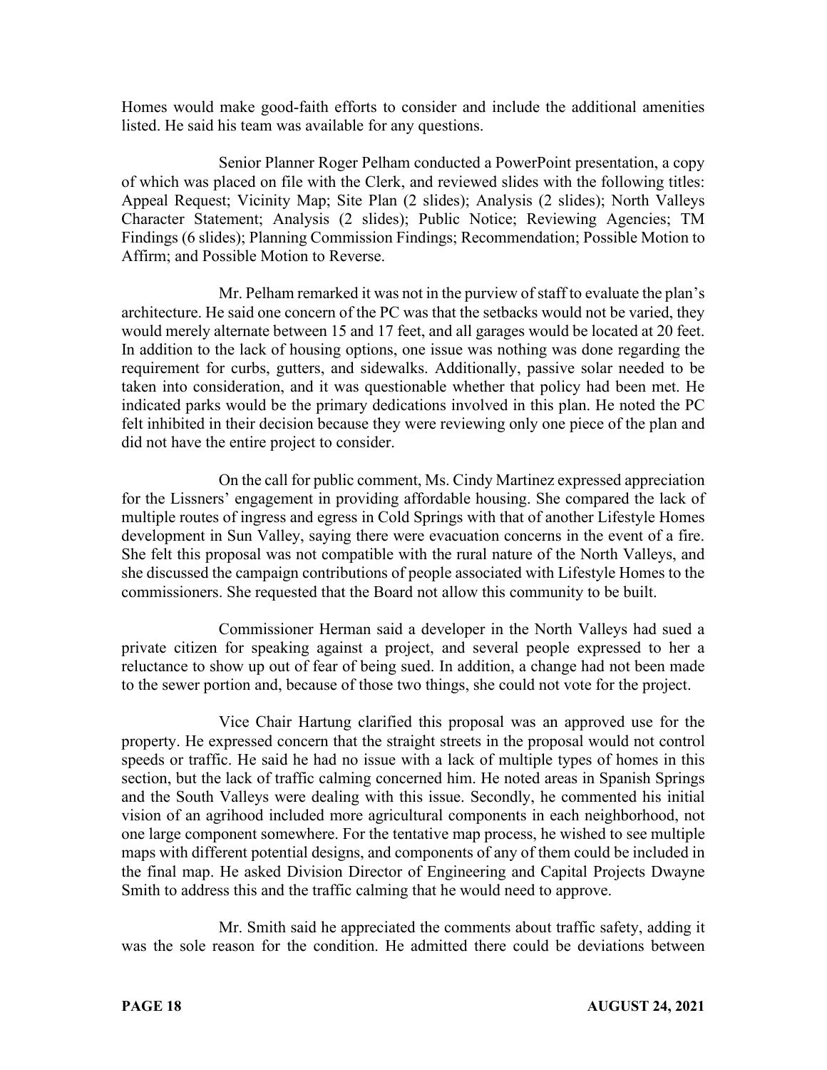Homes would make good-faith efforts to consider and include the additional amenities listed. He said his team was available for any questions.

Senior Planner Roger Pelham conducted a PowerPoint presentation, a copy of which was placed on file with the Clerk, and reviewed slides with the following titles: Appeal Request; Vicinity Map; Site Plan (2 slides); Analysis (2 slides); North Valleys Character Statement; Analysis (2 slides); Public Notice; Reviewing Agencies; TM Findings (6 slides); Planning Commission Findings; Recommendation; Possible Motion to Affirm; and Possible Motion to Reverse.

Mr. Pelham remarked it was not in the purview of staff to evaluate the plan's architecture. He said one concern of the PC was that the setbacks would not be varied, they would merely alternate between 15 and 17 feet, and all garages would be located at 20 feet. In addition to the lack of housing options, one issue was nothing was done regarding the requirement for curbs, gutters, and sidewalks. Additionally, passive solar needed to be taken into consideration, and it was questionable whether that policy had been met. He indicated parks would be the primary dedications involved in this plan. He noted the PC felt inhibited in their decision because they were reviewing only one piece of the plan and did not have the entire project to consider.

On the call for public comment, Ms. Cindy Martinez expressed appreciation for the Lissners' engagement in providing affordable housing. She compared the lack of multiple routes of ingress and egress in Cold Springs with that of another Lifestyle Homes development in Sun Valley, saying there were evacuation concerns in the event of a fire. She felt this proposal was not compatible with the rural nature of the North Valleys, and she discussed the campaign contributions of people associated with Lifestyle Homes to the commissioners. She requested that the Board not allow this community to be built.

Commissioner Herman said a developer in the North Valleys had sued a private citizen for speaking against a project, and several people expressed to her a reluctance to show up out of fear of being sued. In addition, a change had not been made to the sewer portion and, because of those two things, she could not vote for the project.

Vice Chair Hartung clarified this proposal was an approved use for the property. He expressed concern that the straight streets in the proposal would not control speeds or traffic. He said he had no issue with a lack of multiple types of homes in this section, but the lack of traffic calming concerned him. He noted areas in Spanish Springs and the South Valleys were dealing with this issue. Secondly, he commented his initial vision of an agrihood included more agricultural components in each neighborhood, not one large component somewhere. For the tentative map process, he wished to see multiple maps with different potential designs, and components of any of them could be included in the final map. He asked Division Director of Engineering and Capital Projects Dwayne Smith to address this and the traffic calming that he would need to approve.

Mr. Smith said he appreciated the comments about traffic safety, adding it was the sole reason for the condition. He admitted there could be deviations between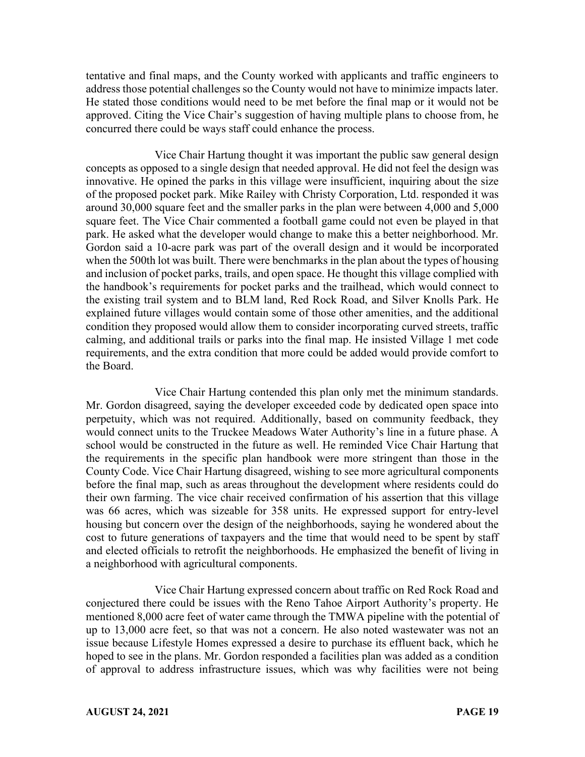tentative and final maps, and the County worked with applicants and traffic engineers to address those potential challenges so the County would not have to minimize impacts later. He stated those conditions would need to be met before the final map or it would not be approved. Citing the Vice Chair's suggestion of having multiple plans to choose from, he concurred there could be ways staff could enhance the process.

Vice Chair Hartung thought it was important the public saw general design concepts as opposed to a single design that needed approval. He did not feel the design was innovative. He opined the parks in this village were insufficient, inquiring about the size of the proposed pocket park. Mike Railey with Christy Corporation, Ltd. responded it was around 30,000 square feet and the smaller parks in the plan were between 4,000 and 5,000 square feet. The Vice Chair commented a football game could not even be played in that park. He asked what the developer would change to make this a better neighborhood. Mr. Gordon said a 10-acre park was part of the overall design and it would be incorporated when the 500th lot was built. There were benchmarks in the plan about the types of housing and inclusion of pocket parks, trails, and open space. He thought this village complied with the handbook's requirements for pocket parks and the trailhead, which would connect to the existing trail system and to BLM land, Red Rock Road, and Silver Knolls Park. He explained future villages would contain some of those other amenities, and the additional condition they proposed would allow them to consider incorporating curved streets, traffic calming, and additional trails or parks into the final map. He insisted Village 1 met code requirements, and the extra condition that more could be added would provide comfort to the Board.

Vice Chair Hartung contended this plan only met the minimum standards. Mr. Gordon disagreed, saying the developer exceeded code by dedicated open space into perpetuity, which was not required. Additionally, based on community feedback, they would connect units to the Truckee Meadows Water Authority's line in a future phase. A school would be constructed in the future as well. He reminded Vice Chair Hartung that the requirements in the specific plan handbook were more stringent than those in the County Code. Vice Chair Hartung disagreed, wishing to see more agricultural components before the final map, such as areas throughout the development where residents could do their own farming. The vice chair received confirmation of his assertion that this village was 66 acres, which was sizeable for 358 units. He expressed support for entry-level housing but concern over the design of the neighborhoods, saying he wondered about the cost to future generations of taxpayers and the time that would need to be spent by staff and elected officials to retrofit the neighborhoods. He emphasized the benefit of living in a neighborhood with agricultural components.

Vice Chair Hartung expressed concern about traffic on Red Rock Road and conjectured there could be issues with the Reno Tahoe Airport Authority's property. He mentioned 8,000 acre feet of water came through the TMWA pipeline with the potential of up to 13,000 acre feet, so that was not a concern. He also noted wastewater was not an issue because Lifestyle Homes expressed a desire to purchase its effluent back, which he hoped to see in the plans. Mr. Gordon responded a facilities plan was added as a condition of approval to address infrastructure issues, which was why facilities were not being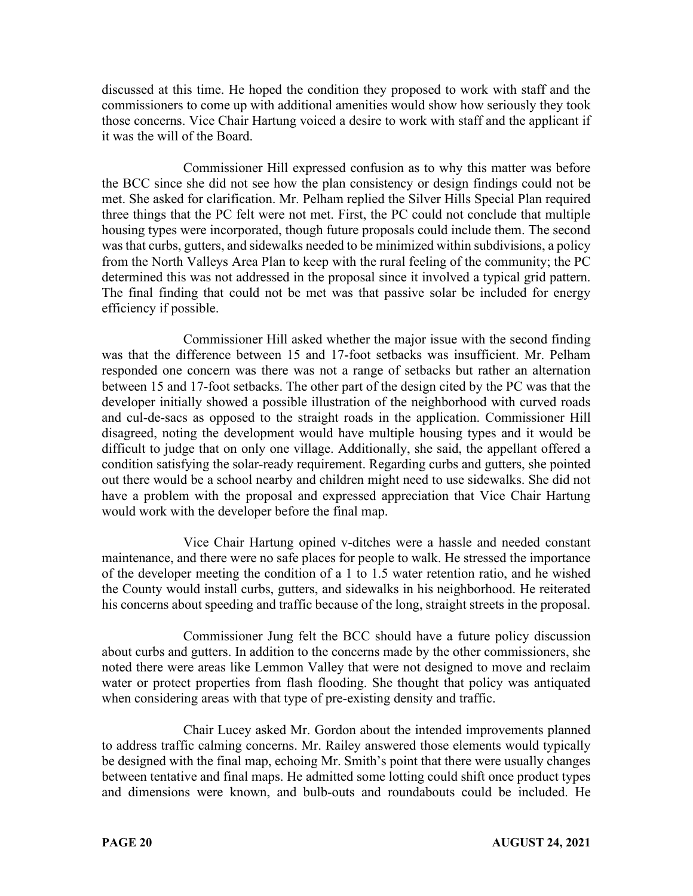discussed at this time. He hoped the condition they proposed to work with staff and the commissioners to come up with additional amenities would show how seriously they took those concerns. Vice Chair Hartung voiced a desire to work with staff and the applicant if it was the will of the Board.

Commissioner Hill expressed confusion as to why this matter was before the BCC since she did not see how the plan consistency or design findings could not be met. She asked for clarification. Mr. Pelham replied the Silver Hills Special Plan required three things that the PC felt were not met. First, the PC could not conclude that multiple housing types were incorporated, though future proposals could include them. The second was that curbs, gutters, and sidewalks needed to be minimized within subdivisions, a policy from the North Valleys Area Plan to keep with the rural feeling of the community; the PC determined this was not addressed in the proposal since it involved a typical grid pattern. The final finding that could not be met was that passive solar be included for energy efficiency if possible.

Commissioner Hill asked whether the major issue with the second finding was that the difference between 15 and 17-foot setbacks was insufficient. Mr. Pelham responded one concern was there was not a range of setbacks but rather an alternation between 15 and 17-foot setbacks. The other part of the design cited by the PC was that the developer initially showed a possible illustration of the neighborhood with curved roads and cul-de-sacs as opposed to the straight roads in the application. Commissioner Hill disagreed, noting the development would have multiple housing types and it would be difficult to judge that on only one village. Additionally, she said, the appellant offered a condition satisfying the solar-ready requirement. Regarding curbs and gutters, she pointed out there would be a school nearby and children might need to use sidewalks. She did not have a problem with the proposal and expressed appreciation that Vice Chair Hartung would work with the developer before the final map.

Vice Chair Hartung opined v-ditches were a hassle and needed constant maintenance, and there were no safe places for people to walk. He stressed the importance of the developer meeting the condition of a 1 to 1.5 water retention ratio, and he wished the County would install curbs, gutters, and sidewalks in his neighborhood. He reiterated his concerns about speeding and traffic because of the long, straight streets in the proposal.

Commissioner Jung felt the BCC should have a future policy discussion about curbs and gutters. In addition to the concerns made by the other commissioners, she noted there were areas like Lemmon Valley that were not designed to move and reclaim water or protect properties from flash flooding. She thought that policy was antiquated when considering areas with that type of pre-existing density and traffic.

Chair Lucey asked Mr. Gordon about the intended improvements planned to address traffic calming concerns. Mr. Railey answered those elements would typically be designed with the final map, echoing Mr. Smith's point that there were usually changes between tentative and final maps. He admitted some lotting could shift once product types and dimensions were known, and bulb-outs and roundabouts could be included. He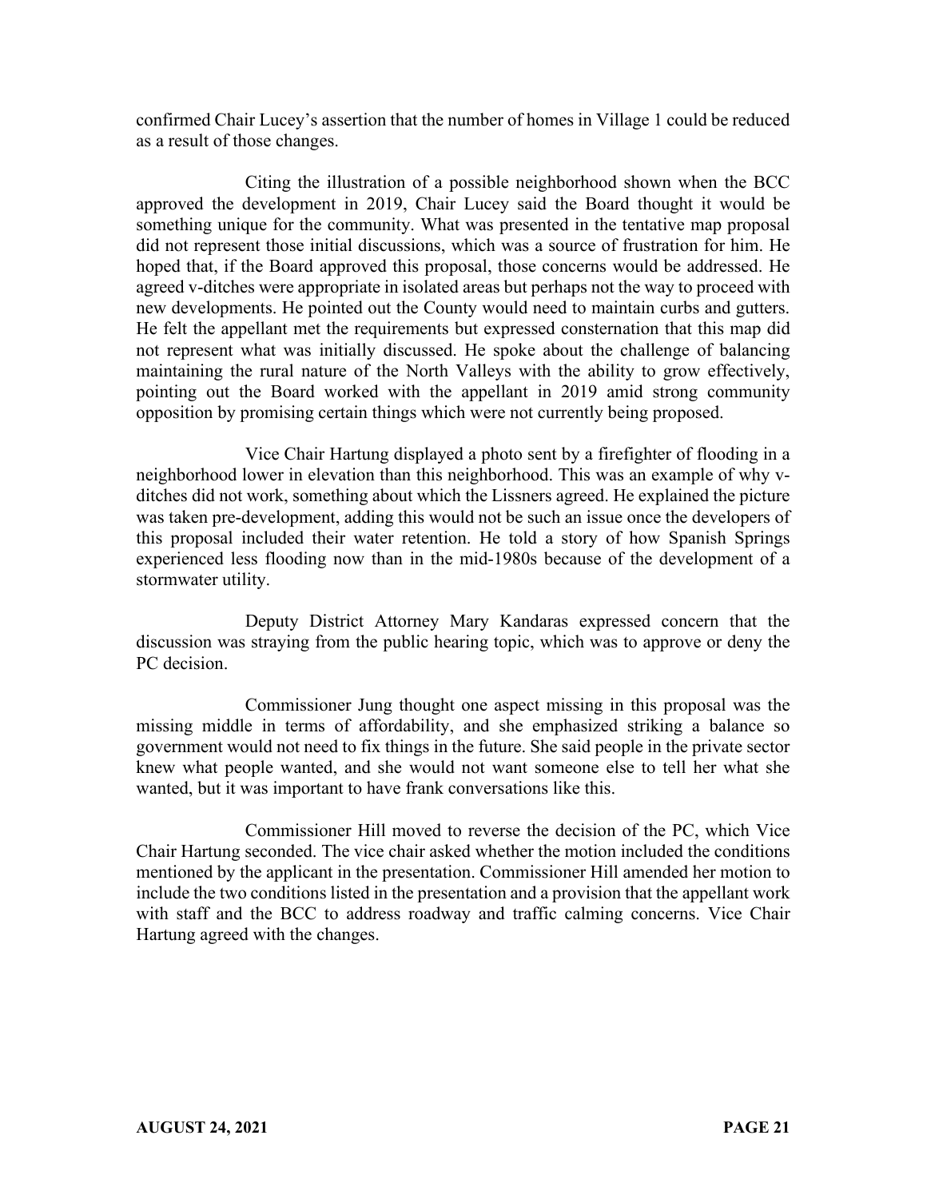confirmed Chair Lucey's assertion that the number of homes in Village 1 could be reduced as a result of those changes.

Citing the illustration of a possible neighborhood shown when the BCC approved the development in 2019, Chair Lucey said the Board thought it would be something unique for the community. What was presented in the tentative map proposal did not represent those initial discussions, which was a source of frustration for him. He hoped that, if the Board approved this proposal, those concerns would be addressed. He agreed v-ditches were appropriate in isolated areas but perhaps not the way to proceed with new developments. He pointed out the County would need to maintain curbs and gutters. He felt the appellant met the requirements but expressed consternation that this map did not represent what was initially discussed. He spoke about the challenge of balancing maintaining the rural nature of the North Valleys with the ability to grow effectively, pointing out the Board worked with the appellant in 2019 amid strong community opposition by promising certain things which were not currently being proposed.

Vice Chair Hartung displayed a photo sent by a firefighter of flooding in a neighborhood lower in elevation than this neighborhood. This was an example of why v-ditches did not work, something about which the Lissners agreed. He explained the picture was taken pre-development, adding this would not be such an issue once the developers of this proposal included their water retention. He told a story of how Spanish Springs experienced less flooding now than in the mid-1980s because of the development of a stormwater utility.

Deputy District Attorney Mary Kandaras expressed concern that the discussion was straying from the public hearing topic, which was to approve or deny the PC decision.

Commissioner Jung thought one aspect missing in this proposal was the missing middle in terms of affordability, and she emphasized striking a balance so government would not need to fix things in the future. She said people in the private sector knew what people wanted, and she would not want someone else to tell her what she wanted, but it was important to have frank conversations like this.

Commissioner Hill moved to reverse the decision of the PC, which Vice Chair Hartung seconded. The vice chair asked whether the motion included the conditions mentioned by the applicant in the presentation. Commissioner Hill amended her motion to include the two conditions listed in the presentation and a provision that the appellant work with staff and the BCC to address roadway and traffic calming concerns. Vice Chair Hartung agreed with the changes.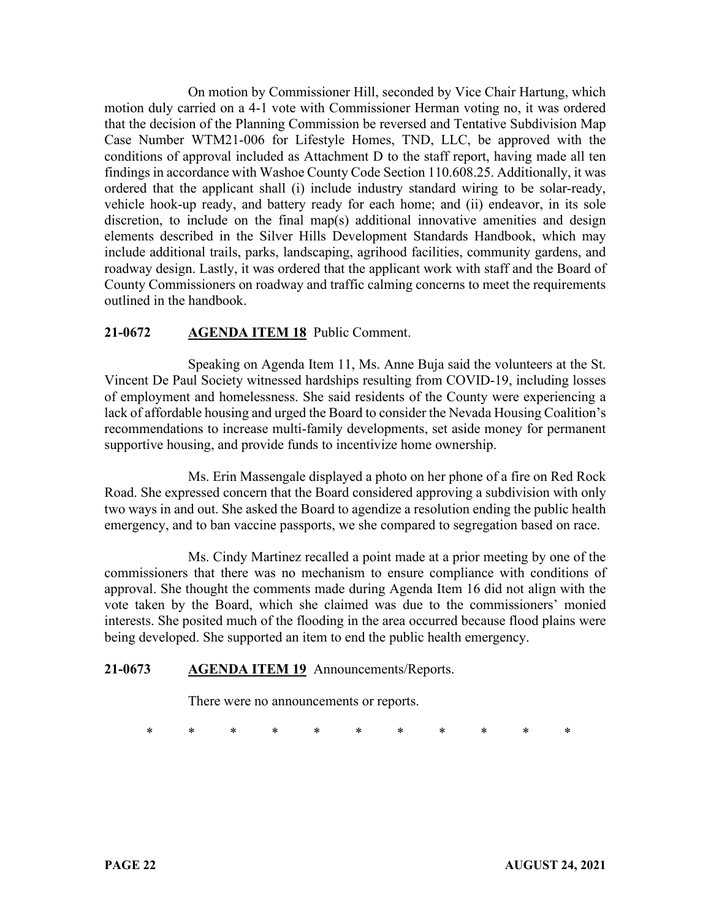On motion by Commissioner Hill, seconded by Vice Chair Hartung, which motion duly carried on a 4-1 vote with Commissioner Herman voting no, it was ordered that the decision of the Planning Commission be reversed and Tentative Subdivision Map Case Number WTM21-006 for Lifestyle Homes, TND, LLC, be approved with the conditions of approval included as Attachment D to the staff report, having made all ten findings in accordance with Washoe County Code Section 110.608.25. Additionally, it was ordered that the applicant shall (i) include industry standard wiring to be solar-ready, vehicle hook-up ready, and battery ready for each home; and (ii) endeavor, in its sole discretion, to include on the final map(s) additional innovative amenities and design elements described in the Silver Hills Development Standards Handbook, which may include additional trails, parks, landscaping, agrihood facilities, community gardens, and roadway design. Lastly, it was ordered that the applicant work with staff and the Board of County Commissioners on roadway and traffic calming concerns to meet the requirements outlined in the handbook.

**21-0672 AGENDA ITEM 18** Public Comment.

Speaking on Agenda Item 11, Ms. Anne Buja said the volunteers at the St. Vincent De Paul Society witnessed hardships resulting from COVID-19, including losses of employment and homelessness. She said residents of the County were experiencing a lack of affordable housing and urged the Board to consider the Nevada Housing Coalition's recommendations to increase multi-family developments, set aside money for permanent supportive housing, and provide funds to incentivize home ownership.

Ms. Erin Massengale displayed a photo on her phone of a fire on Red Rock Road. She expressed concern that the Board considered approving a subdivision with only two ways in and out. She asked the Board to agendize a resolution ending the public health emergency, and to ban vaccine passports, we she compared to segregation based on race.

Ms. Cindy Martinez recalled a point made at a prior meeting by one of the commissioners that there was no mechanism to ensure compliance with conditions of approval. She thought the comments made during Agenda Item 16 did not align with the vote taken by the Board, which she claimed was due to the commissioners' monied interests. She posited much of the flooding in the area occurred because flood plains were being developed. She supported an item to end the public health emergency.

**21-0673 AGENDA ITEM 19** Announcements/Reports.

There were no announcements or reports.

\* \* \* \* \* \* \* \* \* \* \*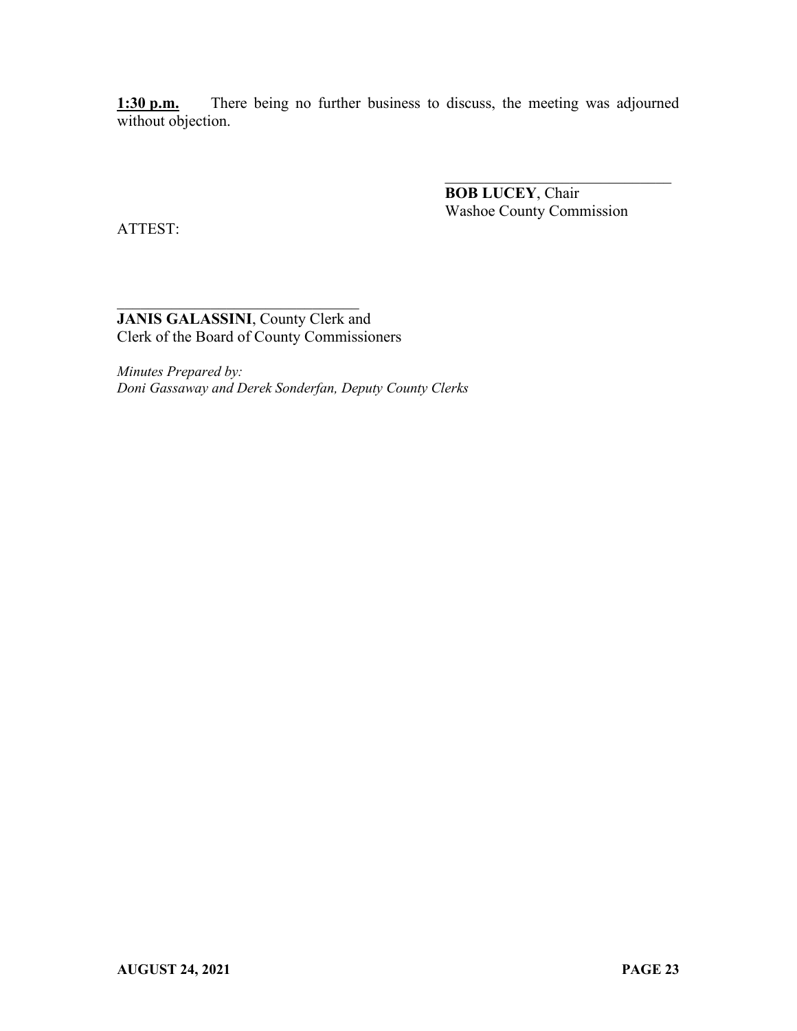**1:30 p.m.** There being no further business to discuss, the meeting was adjourned without objection.

\_\_\_\_\_\_\_\_\_\_\_\_\_\_\_\_\_\_\_\_\_\_\_\_\_\_\_\_\_\_
**BOB LUCEY**, Chair
Washoe County Commission

ATTEST:

\_\_\_\_\_\_\_\_\_\_\_\_\_\_\_\_\_\_\_\_\_\_\_\_\_\_\_\_\_\_
**JANIS GALASSINI**, County Clerk and
Clerk of the Board of County Commissioners

*Minutes Prepared by:*
*Doni Gassaway and Derek Sonderfan, Deputy County Clerks*